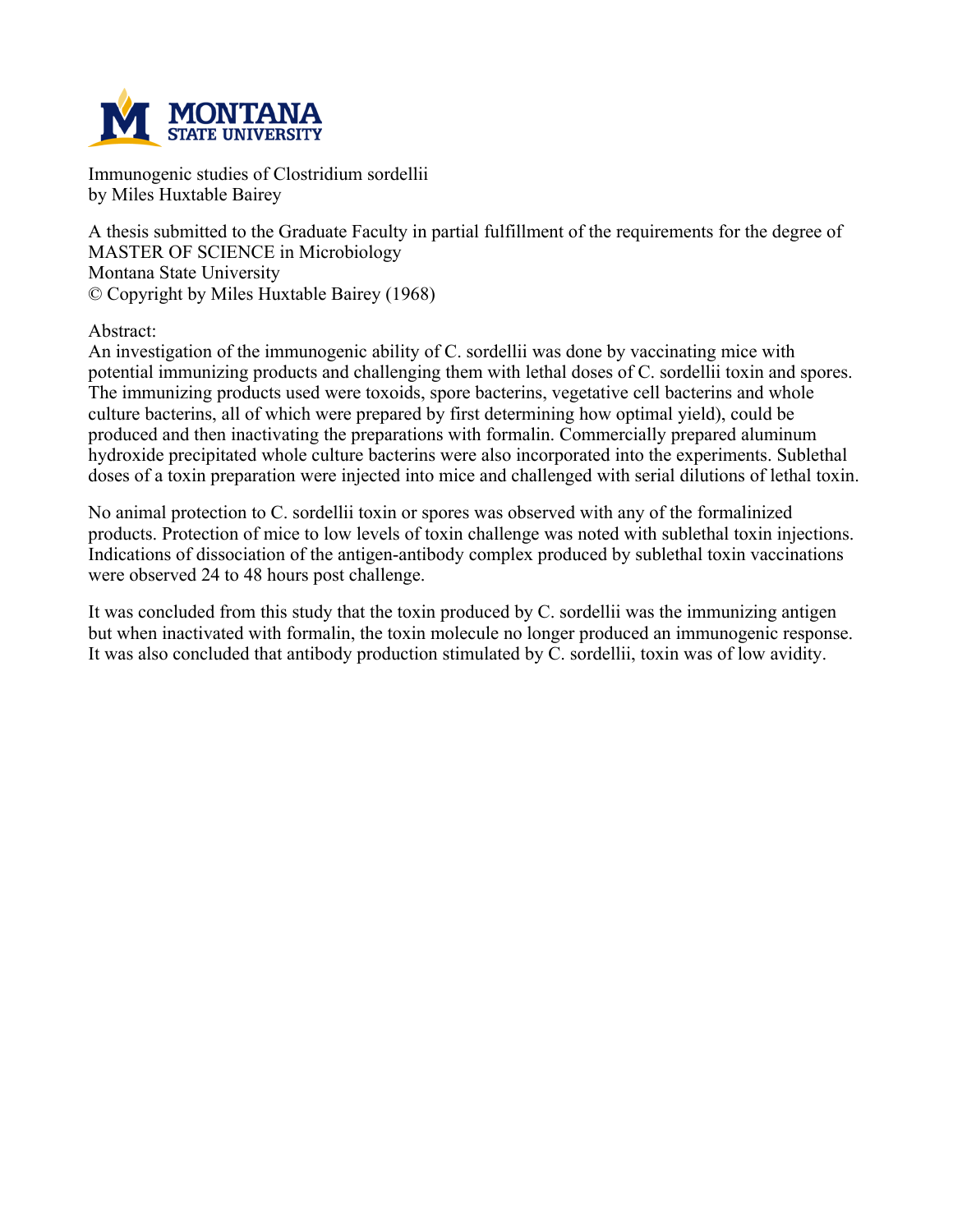MONTANA STATE UNIVERSITY

Immunogenic studies of Clostridium sordellii
by Miles Huxtable Bairey

A thesis submitted to the Graduate Faculty in partial fulfillment of the requirements for the degree of MASTER OF SCIENCE in Microbiology
Montana State University
© Copyright by Miles Huxtable Bairey (1968)

Abstract:
An investigation of the immunogenic ability of C. sordellii was done by vaccinating mice with potential immunizing products and challenging them with lethal doses of C. sordellii toxin and spores. The immunizing products used were toxoids, spore bacterins, vegetative cell bacterins and whole culture bacterins, all of which were prepared by first determining how optimal yield), could be produced and then inactivating the preparations with formalin. Commercially prepared aluminum hydroxide precipitated whole culture bacterins were also incorporated into the experiments. Sublethal doses of a toxin preparation were injected into mice and challenged with serial dilutions of lethal toxin.

No animal protection to C. sordellii toxin or spores was observed with any of the formalinized products. Protection of mice to low levels of toxin challenge was noted with sublethal toxin injections. Indications of dissociation of the antigen-antibody complex produced by sublethal toxin vaccinations were observed 24 to 48 hours post challenge.

It was concluded from this study that the toxin produced by C. sordellii was the immunizing antigen but when inactivated with formalin, the toxin molecule no longer produced an immunogenic response. It was also concluded that antibody production stimulated by C. sordellii, toxin was of low avidity.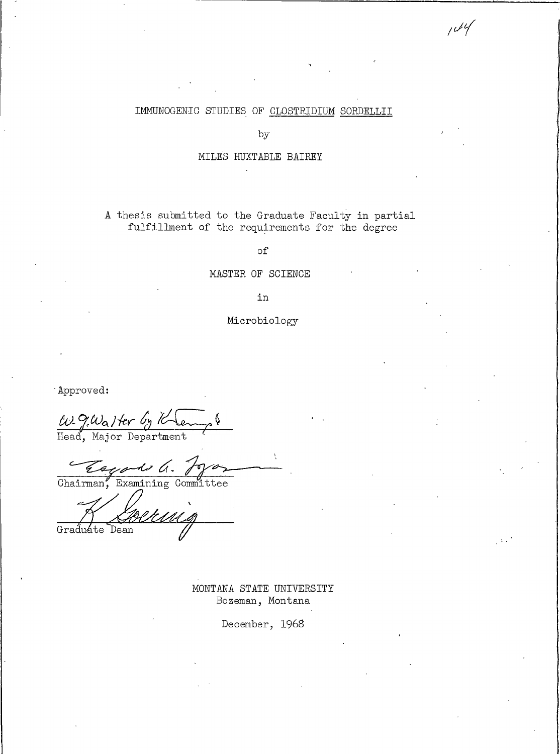IMMUNOGENIC STUDIES OF CLOSTRIDIUM SORDELLII

by

MILES HUXTABLE BAIREY

A thesis submitted to the Graduate Faculty in partial fulfillment of the requirements for the degree

of

MASTER OF SCIENCE

in

Microbiology

Approved:

W. G. Walter by K. ...

Head, Major Department

Edgar A. ...

Chairman, Examining Committee

K. Goering

Graduate Dean

MONTANA STATE UNIVERSITY
Bozeman, Montana

December, 1968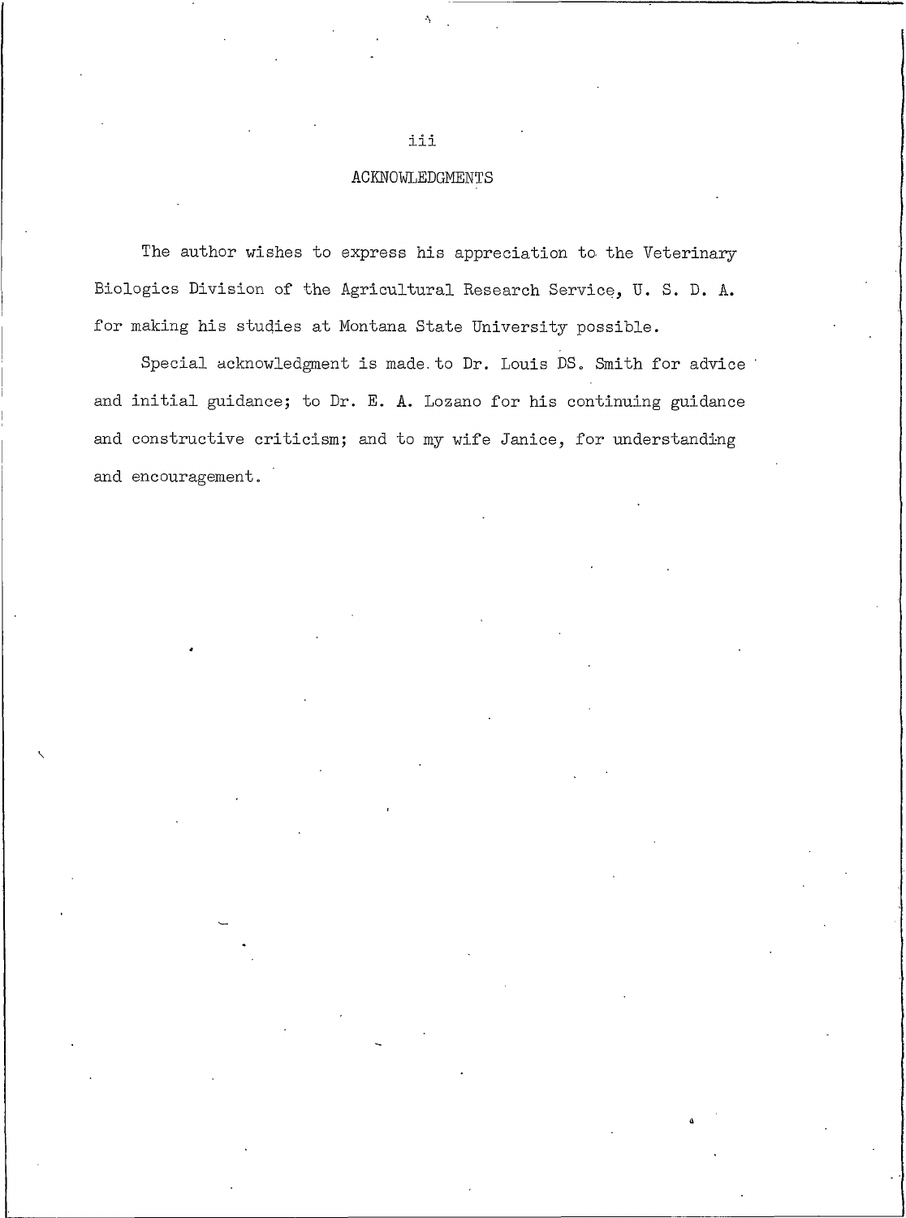## ACKNOWLEDGMENTS

The author wishes to express his appreciation to the Veterinary Biologics Division of the Agricultural Research Service, U. S. D. A. for making his studies at Montana State University possible.

Special acknowledgment is made to Dr. Louis DS. Smith for advice and initial guidance; to Dr. E. A. Lozano for his continuing guidance and constructive criticism; and to my wife Janice, for understanding and encouragement.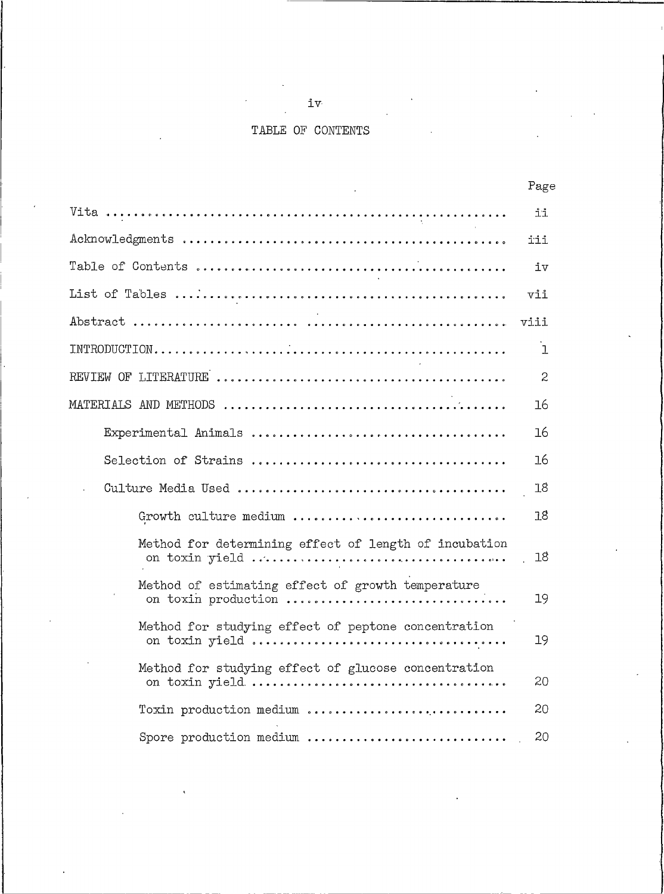# TABLE OF CONTENTS

| | Page |
|---|---|
| Vita | ii |
| Acknowledgments | iii |
| Table of Contents | iv |
| List of Tables | vii |
| Abstract | viii |
| INTRODUCTION | 1 |
| REVIEW OF LITERATURE | 2 |
| MATERIALS AND METHODS | 16 |
| Experimental Animals | 16 |
| Selection of Strains | 16 |
| Culture Media Used | 18 |
| Growth culture medium | 18 |
| Method for determining effect of length of incubation on toxin yield | 18 |
| Method of estimating effect of growth temperature on toxin production | 19 |
| Method for studying effect of peptone concentration on toxin yield | 19 |
| Method for studying effect of glucose concentration on toxin yield | 20 |
| Toxin production medium | 20 |
| Spore production medium | 20 |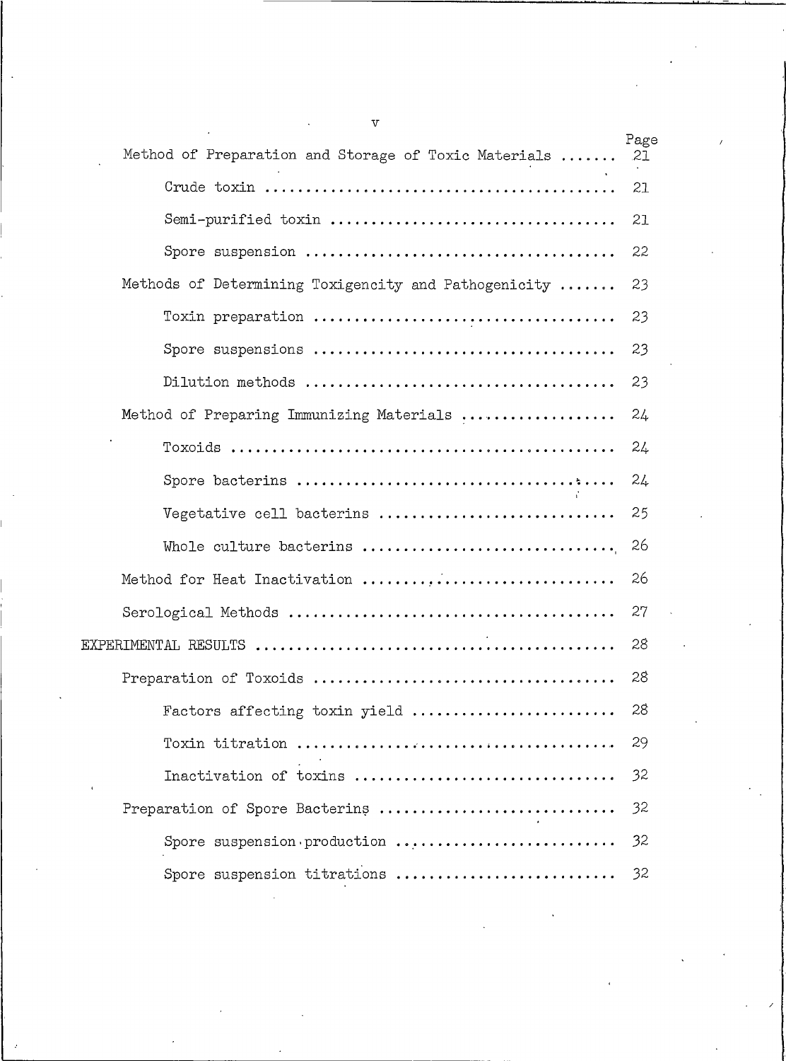| | Page |
|---|---|
| Method of Preparation and Storage of Toxic Materials ....... | 21 |
| Crude toxin .......................................... | 21 |
| Semi-purified toxin .................................. | 21 |
| Spore suspension ..................................... | 22 |
| Methods of Determining Toxigencity and Pathogenicity ....... | 23 |
| Toxin preparation .................................... | 23 |
| Spore suspensions .................................... | 23 |
| Dilution methods ..................................... | 23 |
| Method of Preparing Immunizing Materials .................. | 24 |
| Toxoids .............................................. | 24 |
| Spore bacterins ...................................... | 24 |
| Vegetative cell bacterins ............................ | 25 |
| Whole culture bacterins .............................. | 26 |
| Method for Heat Inactivation ............................. | 26 |
| Serological Methods ....................................... | 27 |
| EXPERIMENTAL RESULTS ........................................... | 28 |
| Preparation of Toxoids .................................... | 28 |
| Factors affecting toxin yield ........................ | 28 |
| Toxin titration ...................................... | 29 |
| Inactivation of toxins ............................... | 32 |
| Preparation of Spore Bacterins ............................ | 32 |
| Spore suspension production .......................... | 32 |
| Spore suspension titrations .......................... | 32 |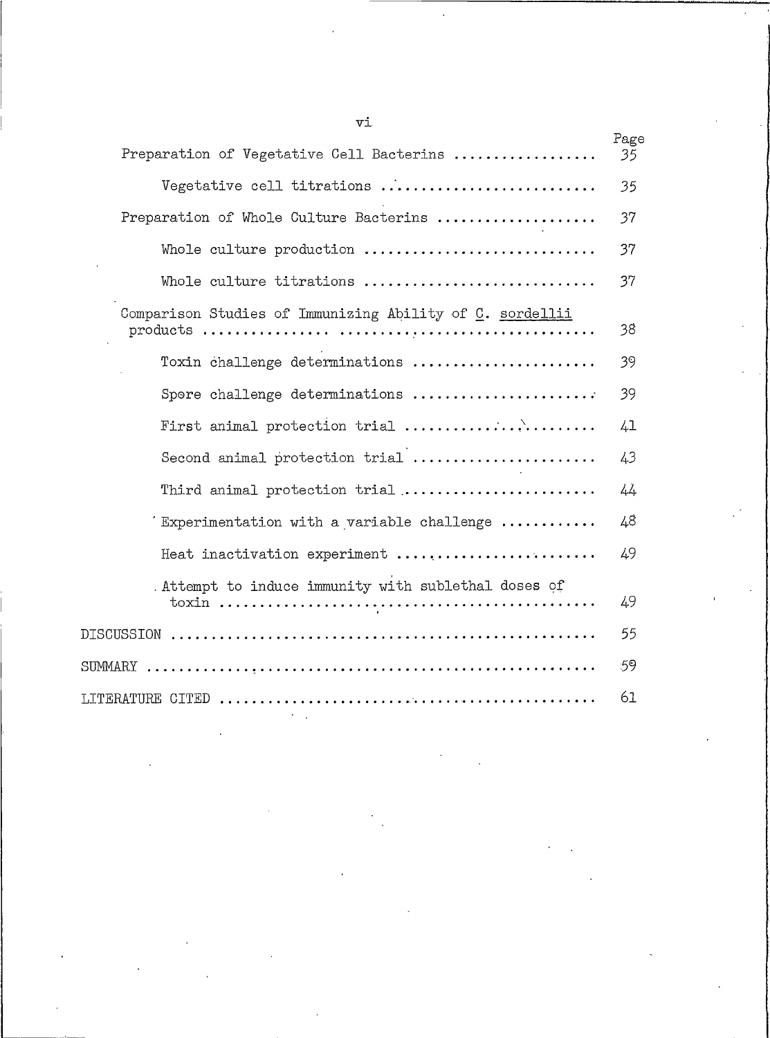| | Page |
|---|---|
| Preparation of Vegetative Cell Bacterins | 35 |
| Vegetative cell titrations | 35 |
| Preparation of Whole Culture Bacterins | 37 |
| Whole culture production | 37 |
| Whole culture titrations | 37 |
| Comparison Studies of Immunizing Ability of *C. sordellii* products | 38 |
| Toxin challenge determinations | 39 |
| Spore challenge determinations | 39 |
| First animal protection trial | 41 |
| Second animal protection trial | 43 |
| Third animal protection trial | 44 |
| Experimentation with a variable challenge | 48 |
| Heat inactivation experiment | 49 |
| Attempt to induce immunity with sublethal doses of toxin | 49 |
| DISCUSSION | 55 |
| SUMMARY | 59 |
| LITERATURE CITED | 61 |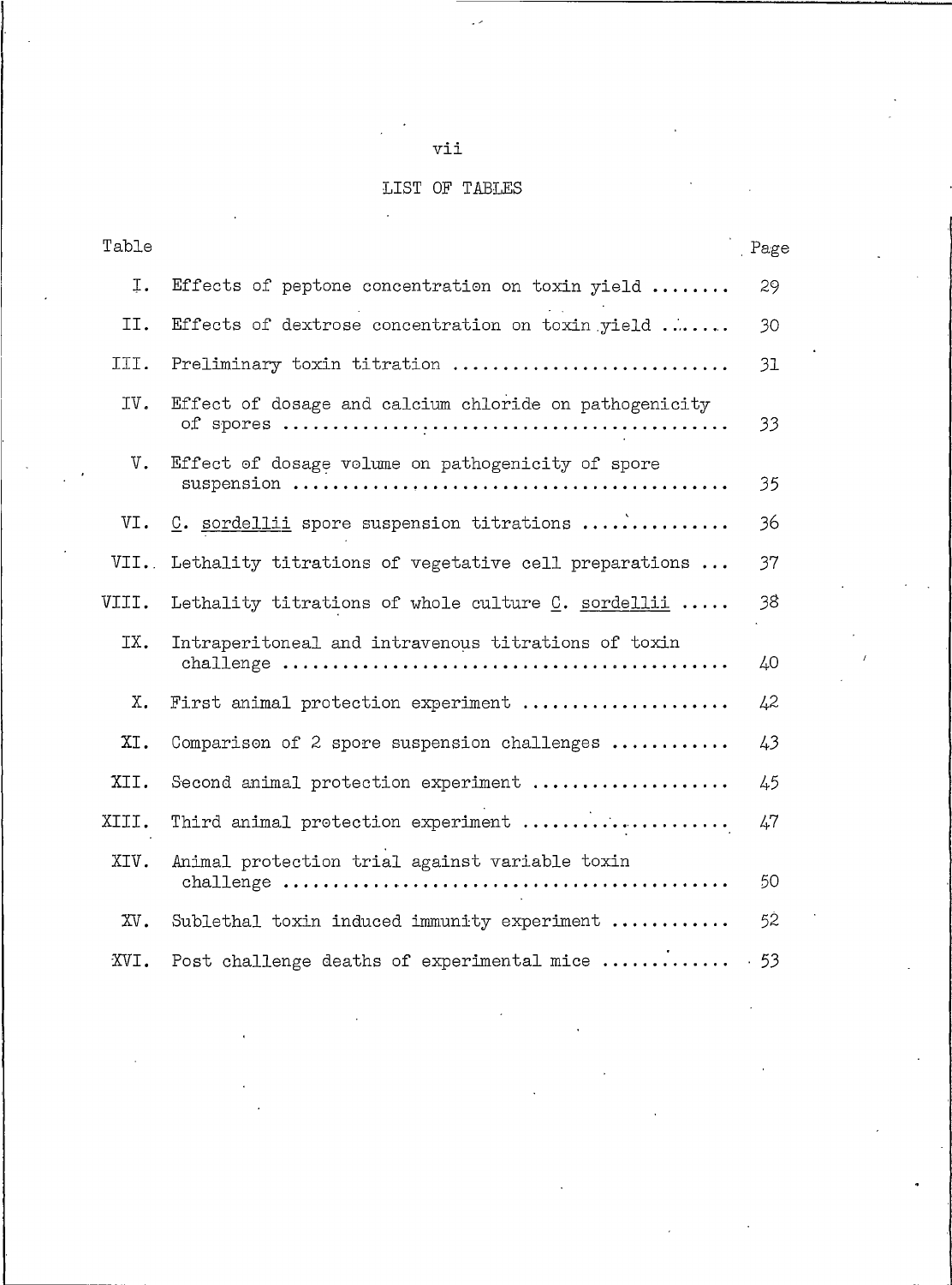## LIST OF TABLES

| Table | | Page |
|---|---|---|
| I. | Effects of peptone concentration on toxin yield | 29 |
| II. | Effects of dextrose concentration on toxin yield | 30 |
| III. | Preliminary toxin titration | 31 |
| IV. | Effect of dosage and calcium chloride on pathogenicity of spores | 33 |
| V. | Effect of dosage volume on pathogenicity of spore suspension | 35 |
| VI. | _C. sordellii_ spore suspension titrations | 36 |
| VII. | Lethality titrations of vegetative cell preparations | 37 |
| VIII. | Lethality titrations of whole culture _C. sordellii_ | 38 |
| IX. | Intraperitoneal and intravenous titrations of toxin challenge | 40 |
| X. | First animal protection experiment | 42 |
| XI. | Comparison of 2 spore suspension challenges | 43 |
| XII. | Second animal protection experiment | 45 |
| XIII. | Third animal protection experiment | 47 |
| XIV. | Animal protection trial against variable toxin challenge | 50 |
| XV. | Sublethal toxin induced immunity experiment | 52 |
| XVI. | Post challenge deaths of experimental mice | 53 |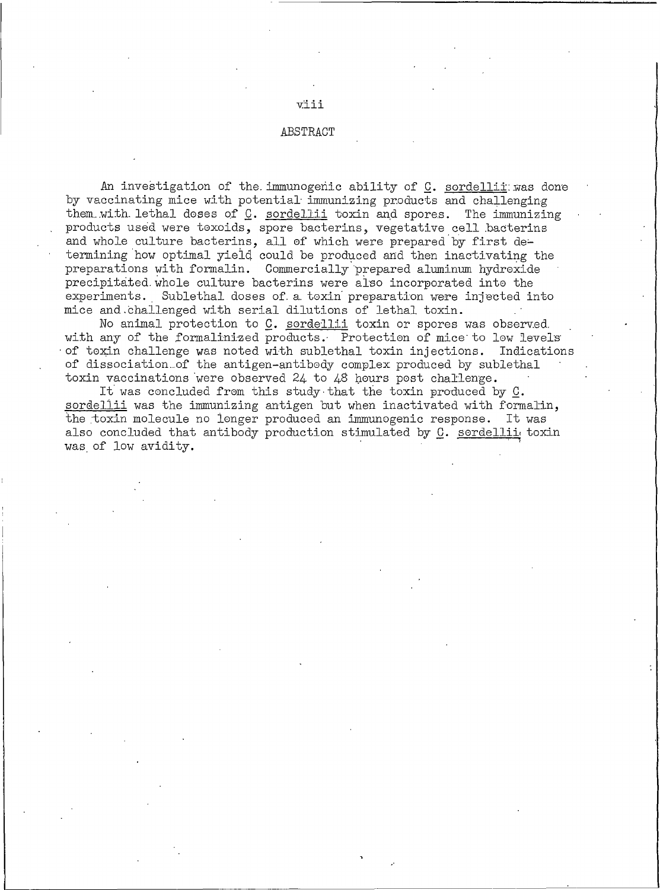## ABSTRACT

An investigation of the immunogenic ability of C. sordellii was done by vaccinating mice with potential immunizing products and challenging them with lethal doses of C. sordellii toxin and spores. The immunizing products used were toxoids, spore bacterins, vegetative cell bacterins and whole culture bacterins, all of which were prepared by first determining how optimal yield could be produced and then inactivating the preparations with formalin. Commercially prepared aluminum hydroxide precipitated whole culture bacterins were also incorporated into the experiments. Sublethal doses of a toxin preparation were injected into mice and challenged with serial dilutions of lethal toxin.

No animal protection to C. sordellii toxin or spores was observed with any of the formalinized products. Protection of mice to low levels of toxin challenge was noted with sublethal toxin injections. Indications of dissociation of the antigen-antibody complex produced by sublethal toxin vaccinations were observed 24 to 48 hours post challenge.

It was concluded from this study that the toxin produced by C. sordellii was the immunizing antigen but when inactivated with formalin, the toxin molecule no longer produced an immunogenic response. It was also concluded that antibody production stimulated by C. sordellii toxin was of low avidity.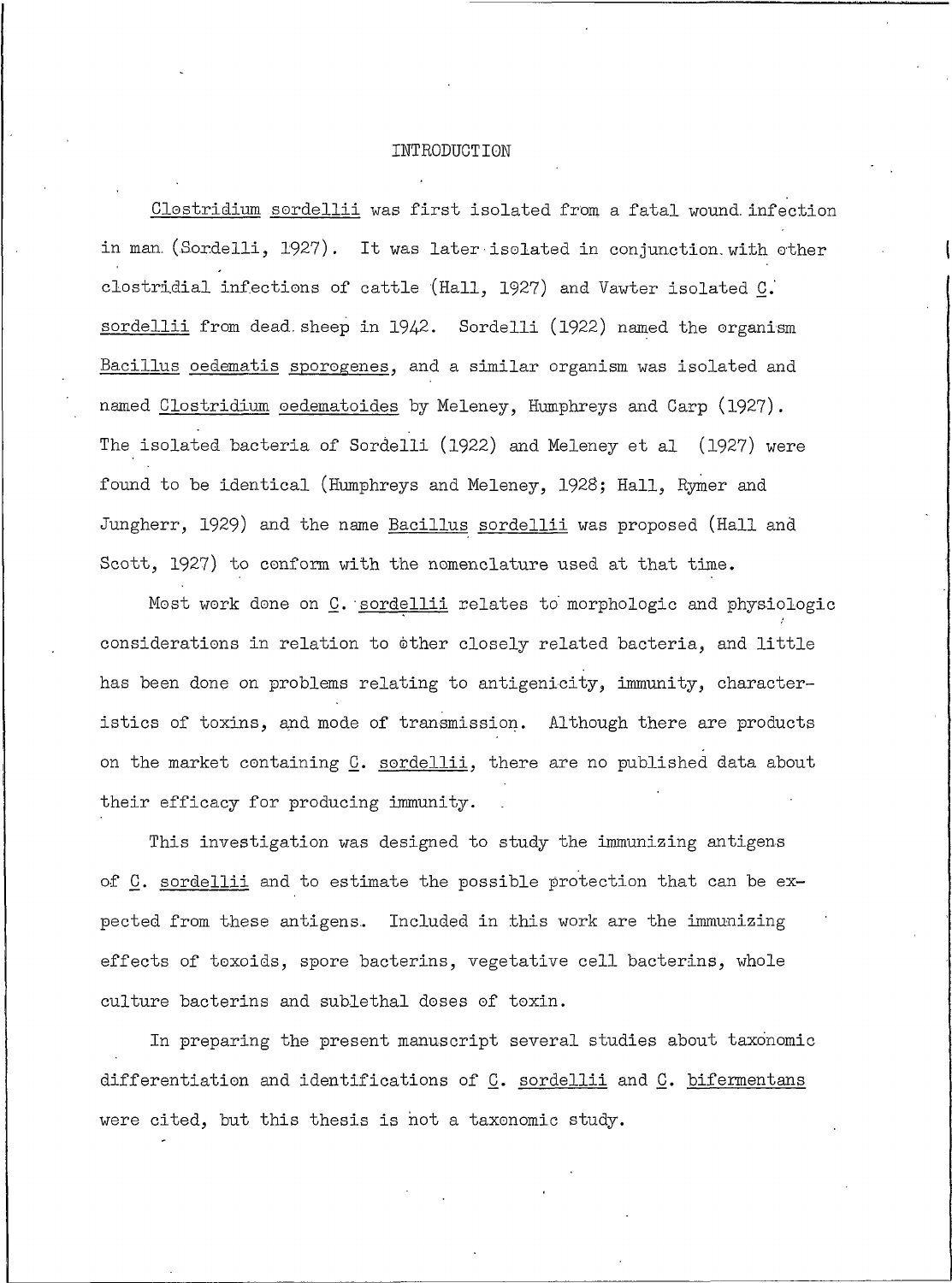# INTRODUCTION

*Clostridium sordellii* was first isolated from a fatal wound infection in man (Sordelli, 1927). It was later isolated in conjunction with other clostridial infections of cattle (Hall, 1927) and Vawter isolated *C. sordellii* from dead sheep in 1942. Sordelli (1922) named the organism *Bacillus oedematis sporogenes*, and a similar organism was isolated and named *Clostridium oedematoides* by Meleney, Humphreys and Carp (1927). The isolated bacteria of Sordelli (1922) and Meleney et al (1927) were found to be identical (Humphreys and Meleney, 1928; Hall, Rymer and Jungherr, 1929) and the name *Bacillus sordellii* was proposed (Hall and Scott, 1927) to conform with the nomenclature used at that time.

Most work done on *C. sordellii* relates to morphologic and physiologic considerations in relation to other closely related bacteria, and little has been done on problems relating to antigenicity, immunity, characteristics of toxins, and mode of transmission. Although there are products on the market containing *C. sordellii*, there are no published data about their efficacy for producing immunity.

This investigation was designed to study the immunizing antigens of *C. sordellii* and to estimate the possible protection that can be expected from these antigens. Included in this work are the immunizing effects of toxoids, spore bacterins, vegetative cell bacterins, whole culture bacterins and sublethal doses of toxin.

In preparing the present manuscript several studies about taxonomic differentiation and identifications of *C. sordellii* and *C. bifermentans* were cited, but this thesis is not a taxonomic study.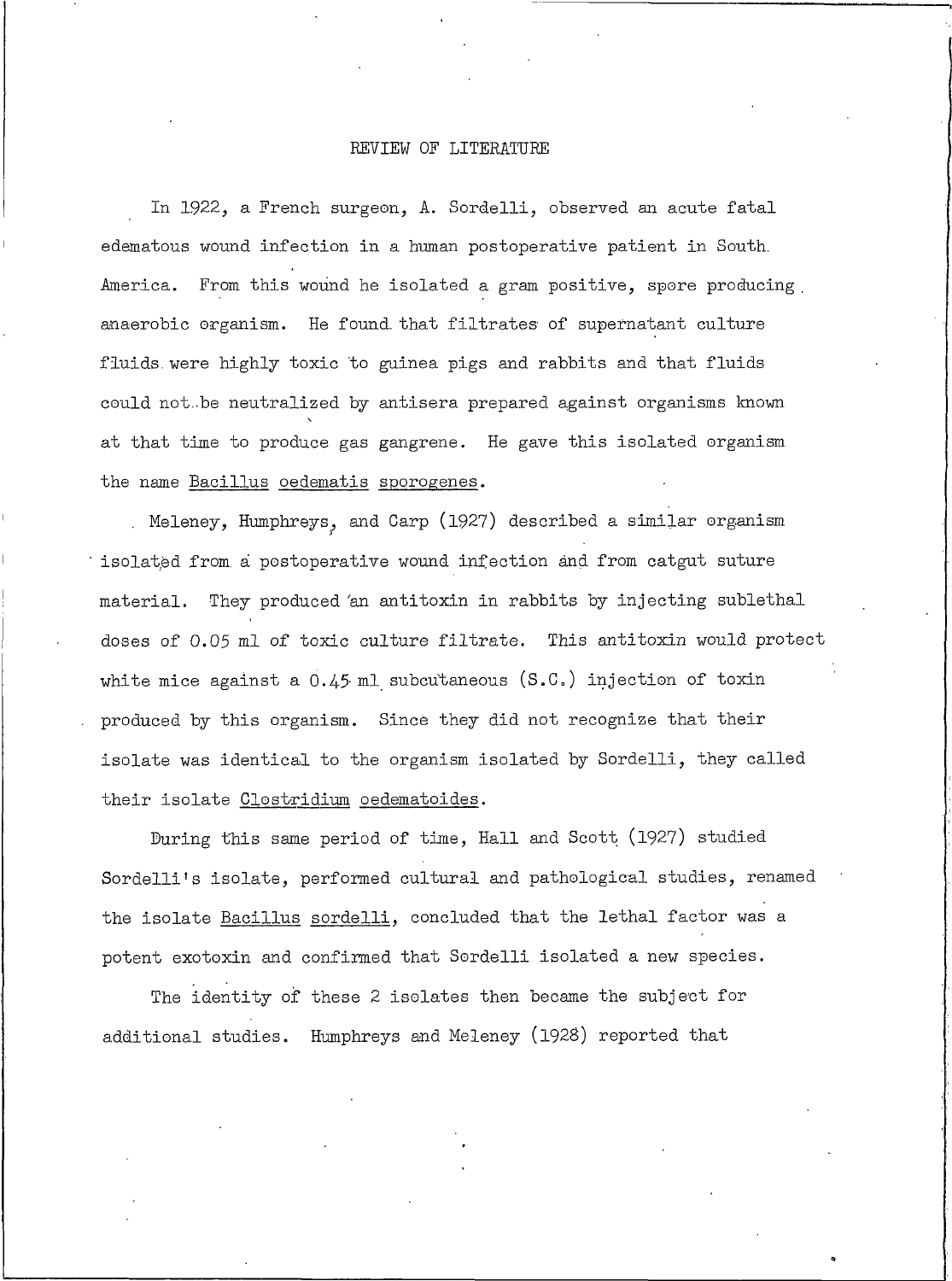# REVIEW OF LITERATURE

In 1922, a French surgeon, A. Sordelli, observed an acute fatal edematous wound infection in a human postoperative patient in South America. From this wound he isolated a gram positive, spore producing anaerobic organism. He found that filtrates of supernatant culture fluids were highly toxic to guinea pigs and rabbits and that fluids could not be neutralized by antisera prepared against organisms known at that time to produce gas gangrene. He gave this isolated organism the name Bacillus oedematis sporogenes.

Meleney, Humphreys, and Carp (1927) described a similar organism isolated from a postoperative wound infection and from catgut suture material. They produced an antitoxin in rabbits by injecting sublethal doses of 0.05 ml of toxic culture filtrate. This antitoxin would protect white mice against a 0.45 ml subcutaneous (S.C.) injection of toxin produced by this organism. Since they did not recognize that their isolate was identical to the organism isolated by Sordelli, they called their isolate Clostridium oedematoides.

During this same period of time, Hall and Scott (1927) studied Sordelli's isolate, performed cultural and pathological studies, renamed the isolate Bacillus sordelli, concluded that the lethal factor was a potent exotoxin and confirmed that Sordelli isolated a new species.

The identity of these 2 isolates then became the subject for additional studies. Humphreys and Meleney (1928) reported that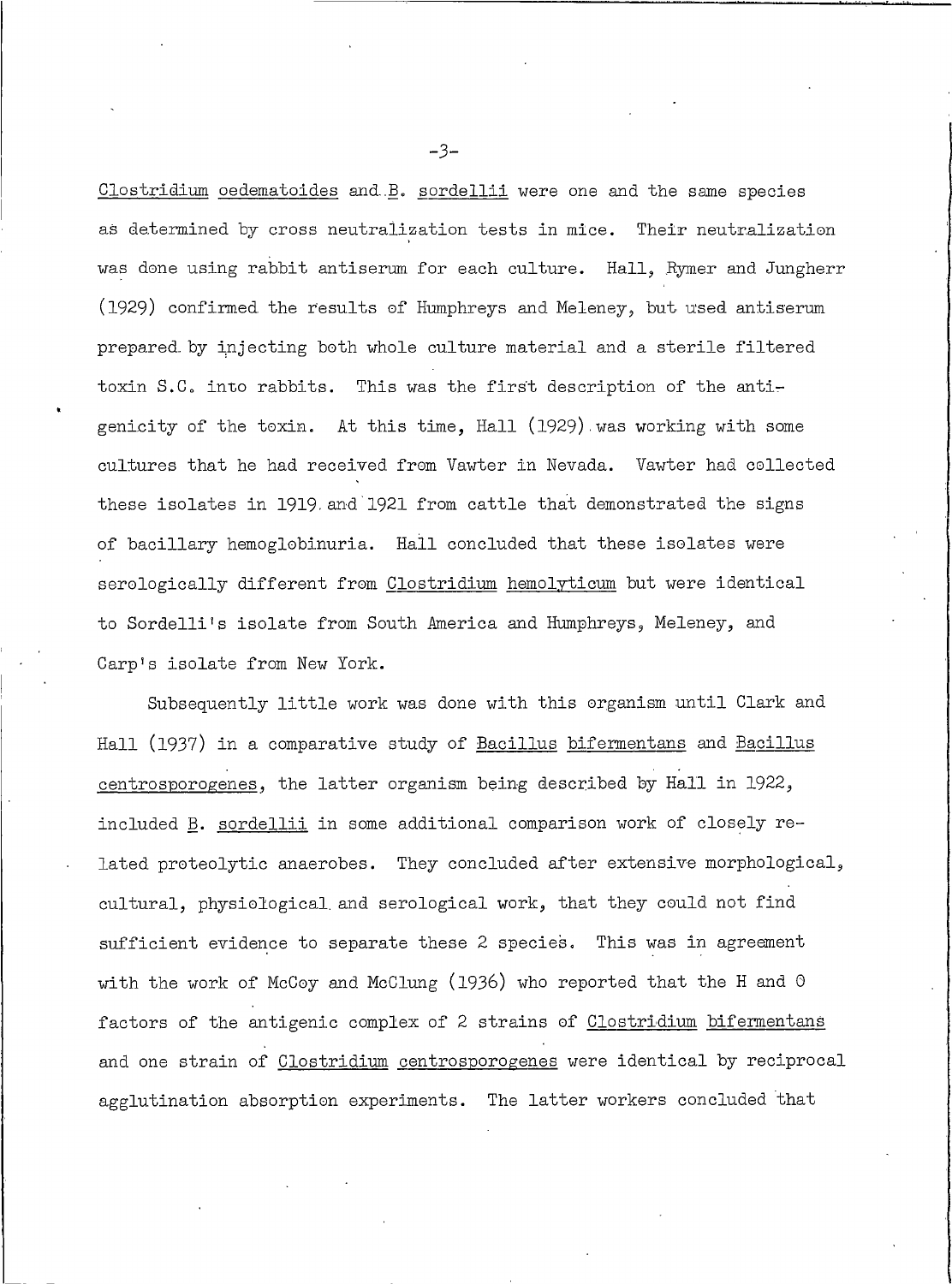Clostridium oedematoides and B. sordellii were one and the same species as determined by cross neutralization tests in mice. Their neutralization was done using rabbit antiserum for each culture. Hall, Rymer and Jungherr (1929) confirmed the results of Humphreys and Meleney, but used antiserum prepared by injecting both whole culture material and a sterile filtered toxin S.C. into rabbits. This was the first description of the antigenicity of the toxin. At this time, Hall (1929) was working with some cultures that he had received from Vawter in Nevada. Vawter had collected these isolates in 1919 and 1921 from cattle that demonstrated the signs of bacillary hemoglobinuria. Hall concluded that these isolates were serologically different from Clostridium hemolyticum but were identical to Sordelli's isolate from South America and Humphreys, Meleney, and Carp's isolate from New York.

Subsequently little work was done with this organism until Clark and Hall (1937) in a comparative study of Bacillus bifermentans and Bacillus centrosporogenes, the latter organism being described by Hall in 1922, included B. sordellii in some additional comparison work of closely related proteolytic anaerobes. They concluded after extensive morphological, cultural, physiological and serological work, that they could not find sufficient evidence to separate these 2 species. This was in agreement with the work of McCoy and McClung (1936) who reported that the H and O factors of the antigenic complex of 2 strains of Clostridium bifermentans and one strain of Clostridium centrosporogenes were identical by reciprocal agglutination absorption experiments. The latter workers concluded that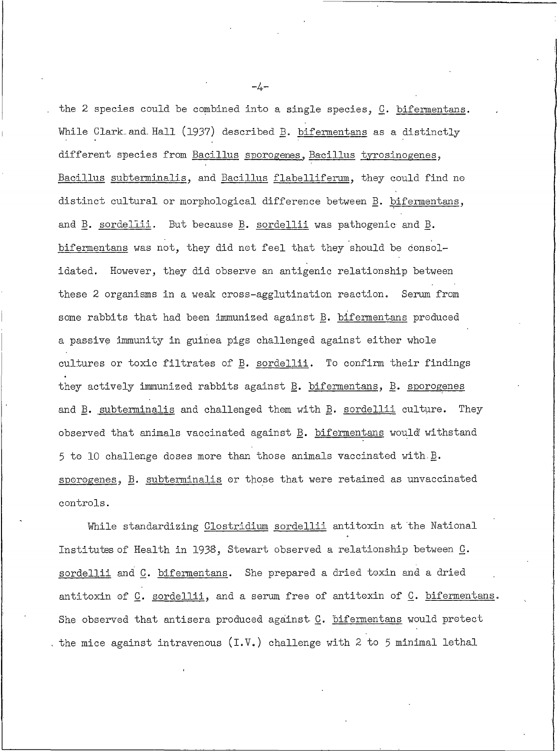the 2 species could be combined into a single species, C. bifermentans. While Clark and Hall (1937) described B. bifermentans as a distinctly different species from Bacillus sporogenes, Bacillus tyrosinogenes, Bacillus subterminalis, and Bacillus flabelliferum, they could find no distinct cultural or morphological difference between B. bifermentans, and B. sordellii. But because B. sordellii was pathogenic and B. bifermentans was not, they did not feel that they should be consolidated. However, they did observe an antigenic relationship between these 2 organisms in a weak cross-agglutination reaction. Serum from some rabbits that had been immunized against B. bifermentans produced a passive immunity in guinea pigs challenged against either whole cultures or toxic filtrates of B. sordellii. To confirm their findings they actively immunized rabbits against B. bifermentans, B. sporogenes and B. subterminalis and challenged them with B. sordellii culture. They observed that animals vaccinated against B. bifermentans would withstand 5 to 10 challenge doses more than those animals vaccinated with B. sporogenes, B. subterminalis or those that were retained as unvaccinated controls.

While standardizing Clostridium sordellii antitoxin at the National Institutes of Health in 1938, Stewart observed a relationship between C. sordellii and C. bifermentans. She prepared a dried toxin and a dried antitoxin of C. sordellii, and a serum free of antitoxin of C. bifermentans. She observed that antisera produced against C. bifermentans would protect the mice against intravenous (I.V.) challenge with 2 to 5 minimal lethal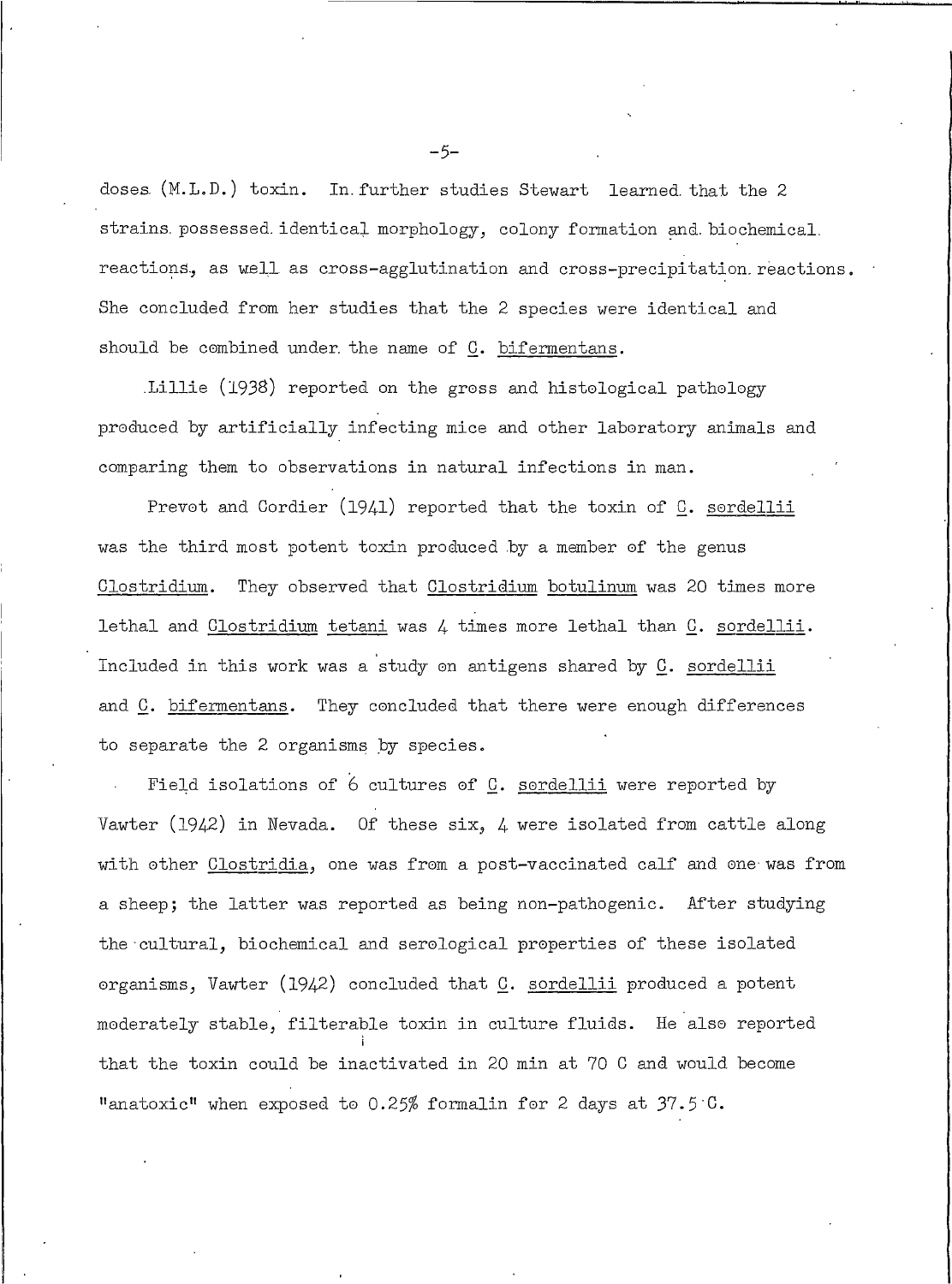doses (M.L.D.) toxin. In further studies Stewart learned that the 2 strains possessed identical morphology, colony formation and biochemical reactions, as well as cross-agglutination and cross-precipitation reactions. She concluded from her studies that the 2 species were identical and should be combined under the name of _C. bifermentans_.

Lillie (1938) reported on the gross and histological pathology produced by artificially infecting mice and other laboratory animals and comparing them to observations in natural infections in man.

Prevot and Cordier (1941) reported that the toxin of _C. sordellii_ was the third most potent toxin produced by a member of the genus _Clostridium_. They observed that _Clostridium botulinum_ was 20 times more lethal and _Clostridium tetani_ was 4 times more lethal than _C. sordellii_. Included in this work was a study on antigens shared by _C. sordellii_ and _C. bifermentans_. They concluded that there were enough differences to separate the 2 organisms by species.

Field isolations of 6 cultures of _C. sordellii_ were reported by Vawter (1942) in Nevada. Of these six, 4 were isolated from cattle along with other _Clostridia_, one was from a post-vaccinated calf and one was from a sheep; the latter was reported as being non-pathogenic. After studying the cultural, biochemical and serological properties of these isolated organisms, Vawter (1942) concluded that _C. sordellii_ produced a potent moderately stable, filterable toxin in culture fluids. He also reported that the toxin could be inactivated in 20 min at 70 C and would become "anatoxic" when exposed to 0.25% formalin for 2 days at 37.5 C.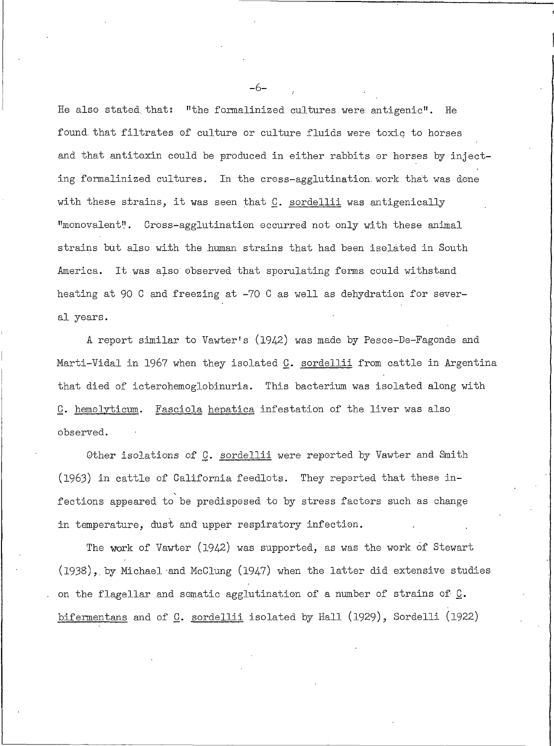He also stated that: "the formalinized cultures were antigenic". He found that filtrates of culture or culture fluids were toxic to horses and that antitoxin could be produced in either rabbits or horses by injecting formalinized cultures. In the cross-agglutination work that was done with these strains, it was seen that C. sordellii was antigenically "monovalent". Cross-agglutination occurred not only with these animal strains but also with the human strains that had been isolated in South America. It was also observed that sporulating forms could withstand heating at 90 C and freezing at -70 C as well as dehydration for several years.

A report similar to Vawter's (1942) was made by Pesce-De-Fagonde and Marti-Vidal in 1967 when they isolated C. sordellii from cattle in Argentina that died of icterohemoglobinuria. This bacterium was isolated along with C. hemolyticum. Fasciola hepatica infestation of the liver was also observed.

Other isolations of C. sordellii were reported by Vawter and Smith (1963) in cattle of California feedlots. They reported that these infections appeared to be predisposed to by stress factors such as change in temperature, dust and upper respiratory infection.

The work of Vawter (1942) was supported, as was the work of Stewart (1938), by Michael and McClung (1947) when the latter did extensive studies on the flagellar and somatic agglutination of a number of strains of C. bifermentans and of C. sordellii isolated by Hall (1929), Sordelli (1922)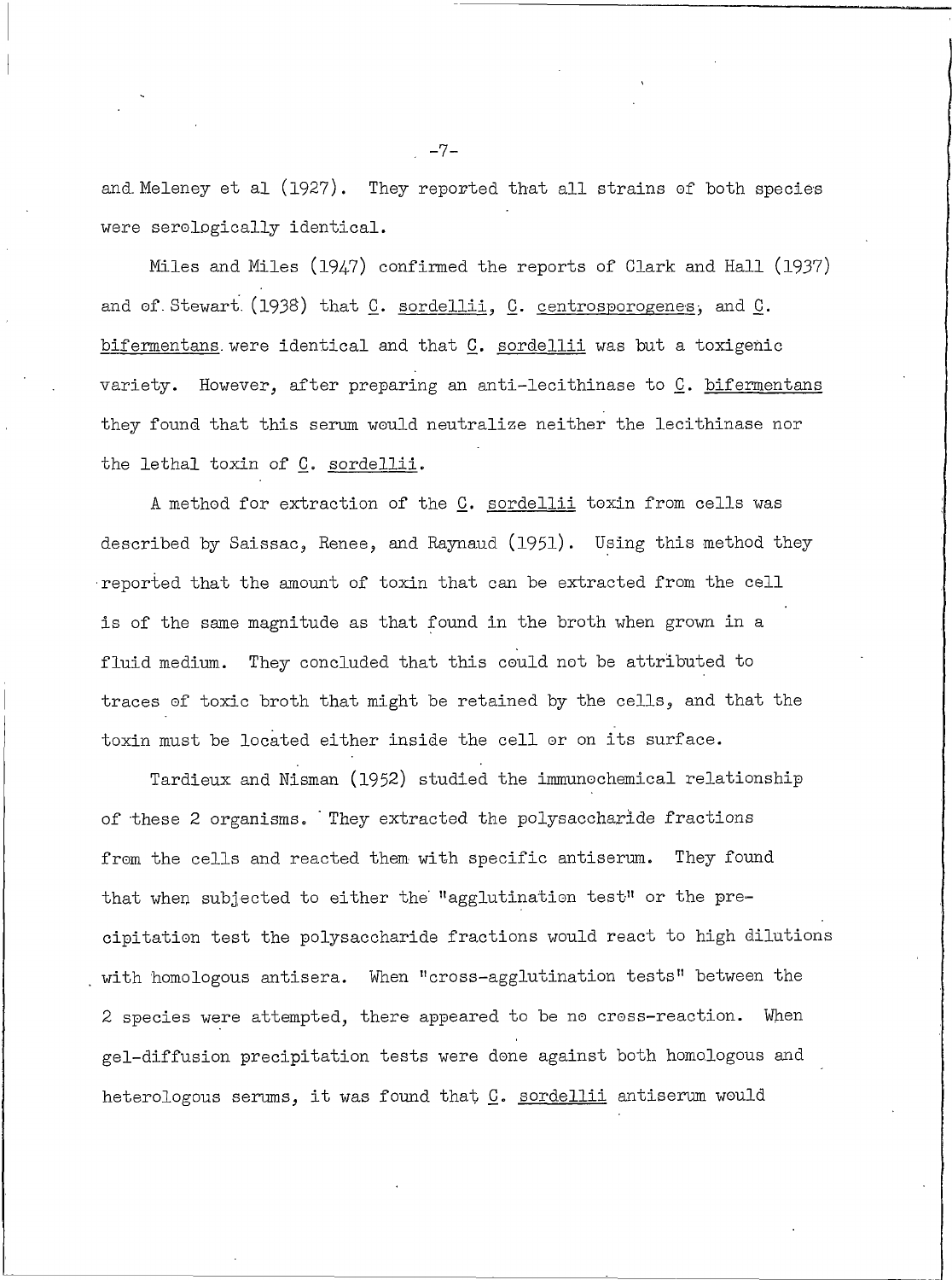and Meleney et al (1927). They reported that all strains of both species were serologically identical.

Miles and Miles (1947) confirmed the reports of Clark and Hall (1937) and of Stewart (1938) that C. sordellii, C. centrosporogenes, and C. bifermentans were identical and that C. sordellii was but a toxigenic variety. However, after preparing an anti-lecithinase to C. bifermentans they found that this serum would neutralize neither the lecithinase nor the lethal toxin of C. sordellii.

A method for extraction of the C. sordellii toxin from cells was described by Saissac, Renee, and Raynaud (1951). Using this method they reported that the amount of toxin that can be extracted from the cell is of the same magnitude as that found in the broth when grown in a fluid medium. They concluded that this could not be attributed to traces of toxic broth that might be retained by the cells, and that the toxin must be located either inside the cell or on its surface.

Tardieux and Nisman (1952) studied the immunochemical relationship of these 2 organisms. They extracted the polysaccharide fractions from the cells and reacted them with specific antiserum. They found that when subjected to either the "agglutination test" or the precipitation test the polysaccharide fractions would react to high dilutions with homologous antisera. When "cross-agglutination tests" between the 2 species were attempted, there appeared to be no cross-reaction. When gel-diffusion precipitation tests were done against both homologous and heterologous serums, it was found that C. sordellii antiserum would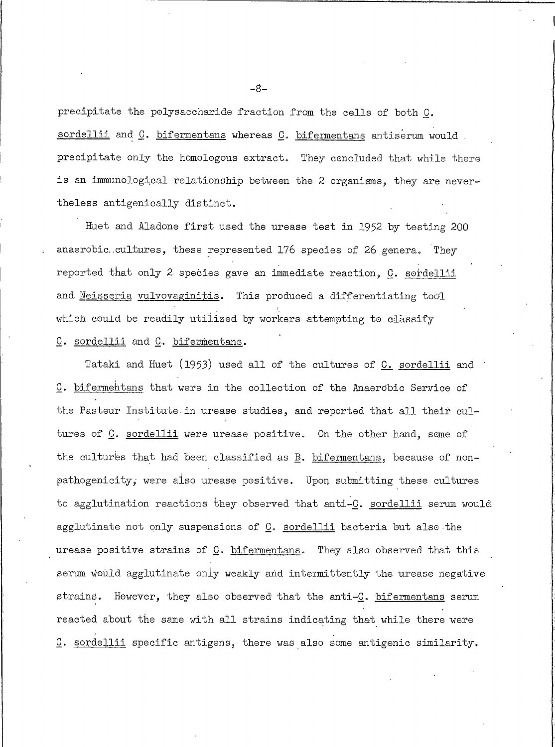precipitate the polysaccharide fraction from the cells of both C. sordellii and C. bifermentans whereas C. bifermentans antiserum would precipitate only the homologous extract. They concluded that while there is an immunological relationship between the 2 organisms, they are nevertheless antigenically distinct.

Huet and Aladone first used the urease test in 1952 by testing 200 anaerobic cultures, these represented 176 species of 26 genera. They reported that only 2 species gave an immediate reaction, C. sordellii and Neisseria vulvovaginitis. This produced a differentiating tool which could be readily utilized by workers attempting to classify C. sordellii and C. bifermentans.

Tataki and Huet (1953) used all of the cultures of C. sordellii and C. bifermentans that were in the collection of the Anaerobic Service of the Pasteur Institute in urease studies, and reported that all their cultures of C. sordellii were urease positive. On the other hand, some of the cultures that had been classified as B. bifermentans, because of nonpathogenicity, were also urease positive. Upon submitting these cultures to agglutination reactions they observed that anti-C. sordellii serum would agglutinate not only suspensions of C. sordellii bacteria but also the urease positive strains of C. bifermentans. They also observed that this serum would agglutinate only weakly and intermittently the urease negative strains. However, they also observed that the anti-C. bifermentans serum reacted about the same with all strains indicating that while there were C. sordellii specific antigens, there was also some antigenic similarity.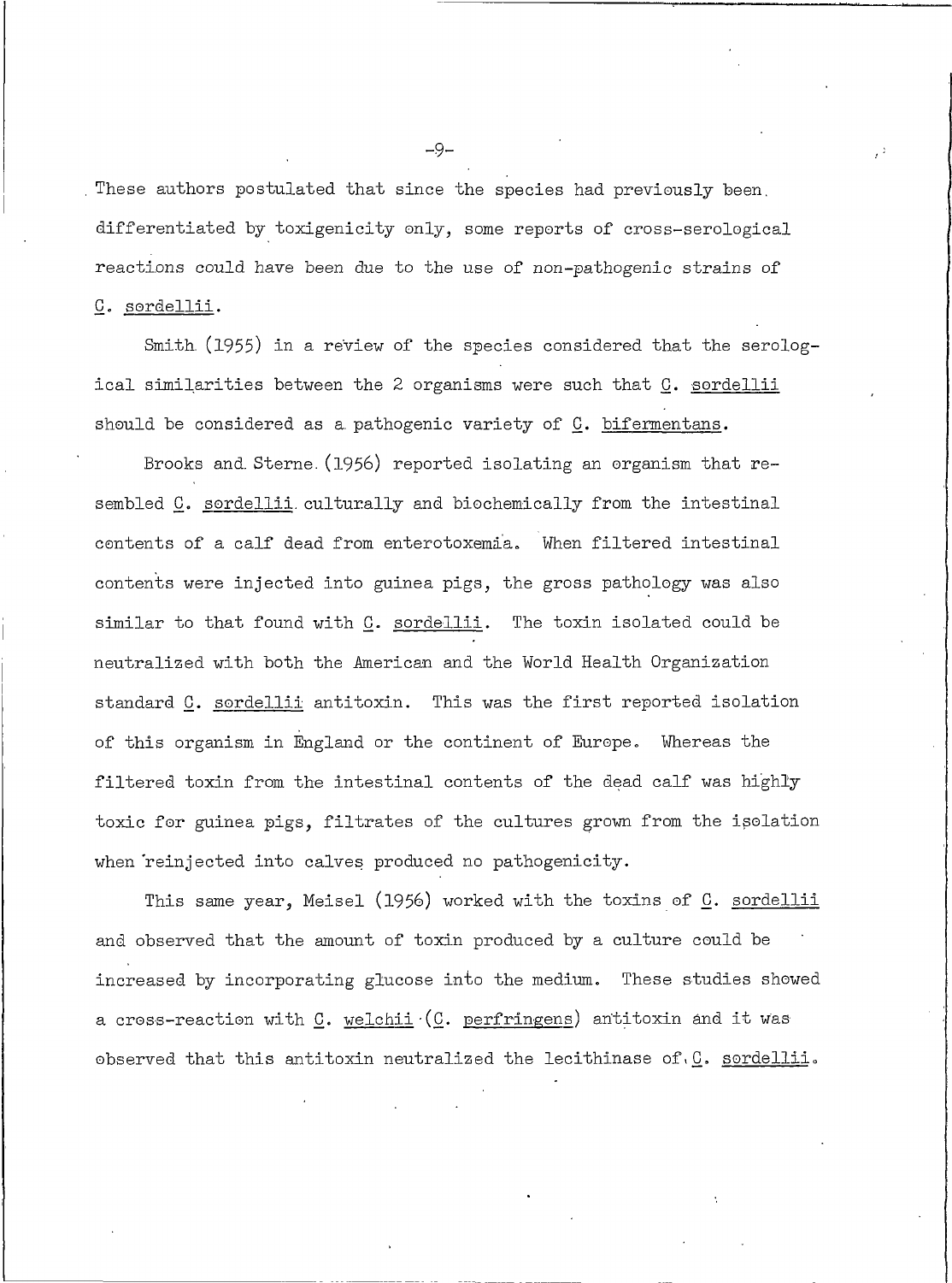These authors postulated that since the species had previously been differentiated by toxigenicity only, some reports of cross-serological reactions could have been due to the use of non-pathogenic strains of C. sordellii.

Smith (1955) in a review of the species considered that the serological similarities between the 2 organisms were such that C. sordellii should be considered as a pathogenic variety of C. bifermentans.

Brooks and Sterne (1956) reported isolating an organism that resembled C. sordellii culturally and biochemically from the intestinal contents of a calf dead from enterotoxemia. When filtered intestinal contents were injected into guinea pigs, the gross pathology was also similar to that found with C. sordellii. The toxin isolated could be neutralized with both the American and the World Health Organization standard C. sordellii antitoxin. This was the first reported isolation of this organism in England or the continent of Europe. Whereas the filtered toxin from the intestinal contents of the dead calf was highly toxic for guinea pigs, filtrates of the cultures grown from the isolation when reinjected into calves produced no pathogenicity.

This same year, Meisel (1956) worked with the toxins of C. sordellii and observed that the amount of toxin produced by a culture could be increased by incorporating glucose into the medium. These studies showed a cross-reaction with C. welchii (C. perfringens) antitoxin and it was observed that this antitoxin neutralized the lecithinase of C. sordellii.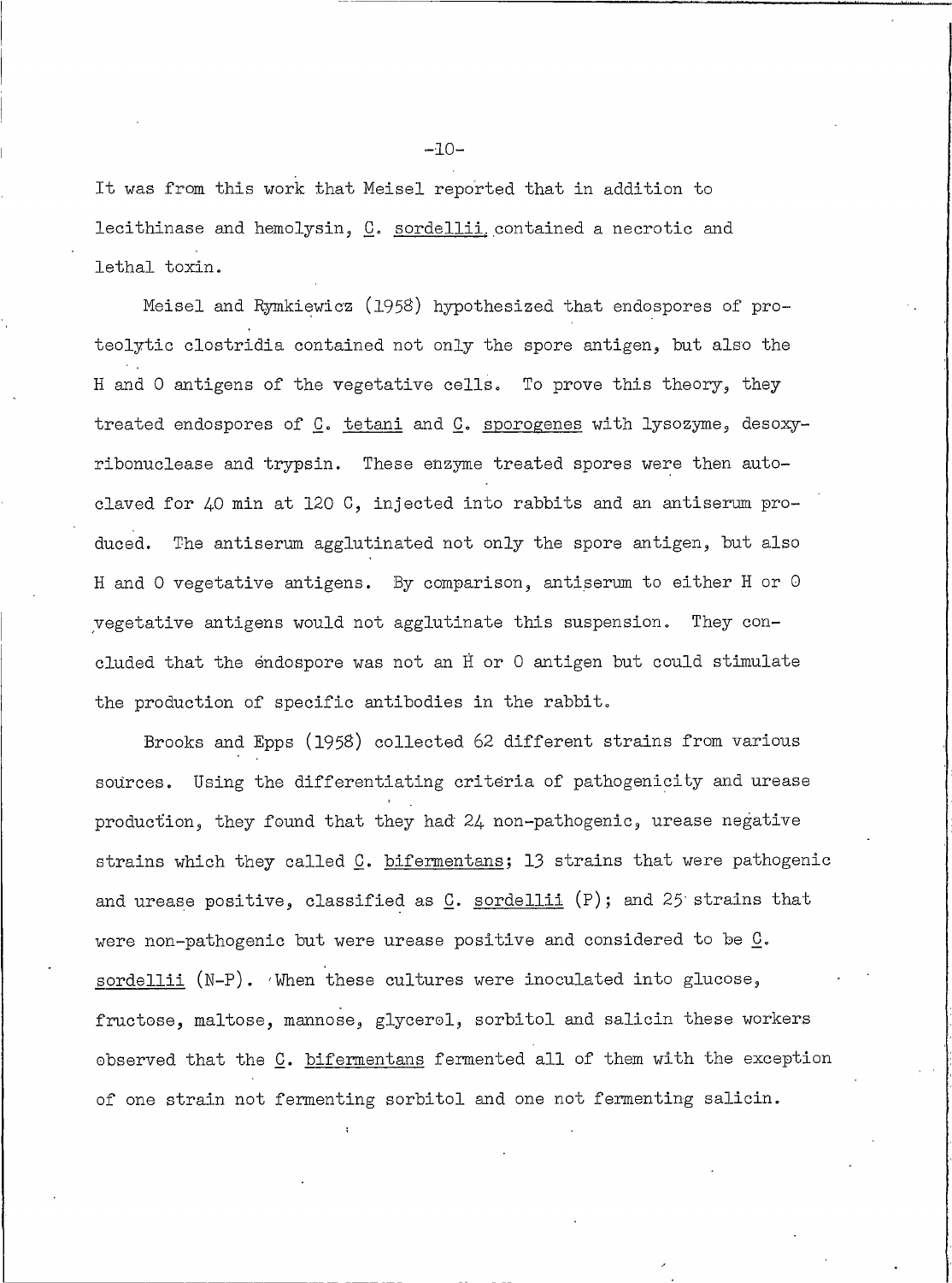It was from this work that Meisel reported that in addition to lecithinase and hemolysin, C. sordellii contained a necrotic and lethal toxin.

Meisel and Rymkiewicz (1958) hypothesized that endospores of proteolytic clostridia contained not only the spore antigen, but also the H and O antigens of the vegetative cells. To prove this theory, they treated endospores of C. tetani and C. sporogenes with lysozyme, desoxyribonuclease and trypsin. These enzyme treated spores were then autoclaved for 40 min at 120 C, injected into rabbits and an antiserum produced. The antiserum agglutinated not only the spore antigen, but also H and O vegetative antigens. By comparison, antiserum to either H or O vegetative antigens would not agglutinate this suspension. They concluded that the endospore was not an H or O antigen but could stimulate the production of specific antibodies in the rabbit.

Brooks and Epps (1958) collected 62 different strains from various sources. Using the differentiating criteria of pathogenicity and urease production, they found that they had 24 non-pathogenic, urease negative strains which they called C. bifermentans; 13 strains that were pathogenic and urease positive, classified as C. sordellii (P); and 25 strains that were non-pathogenic but were urease positive and considered to be C. sordellii (N-P). When these cultures were inoculated into glucose, fructose, maltose, mannose, glycerol, sorbitol and salicin these workers observed that the C. bifermentans fermented all of them with the exception of one strain not fermenting sorbitol and one not fermenting salicin.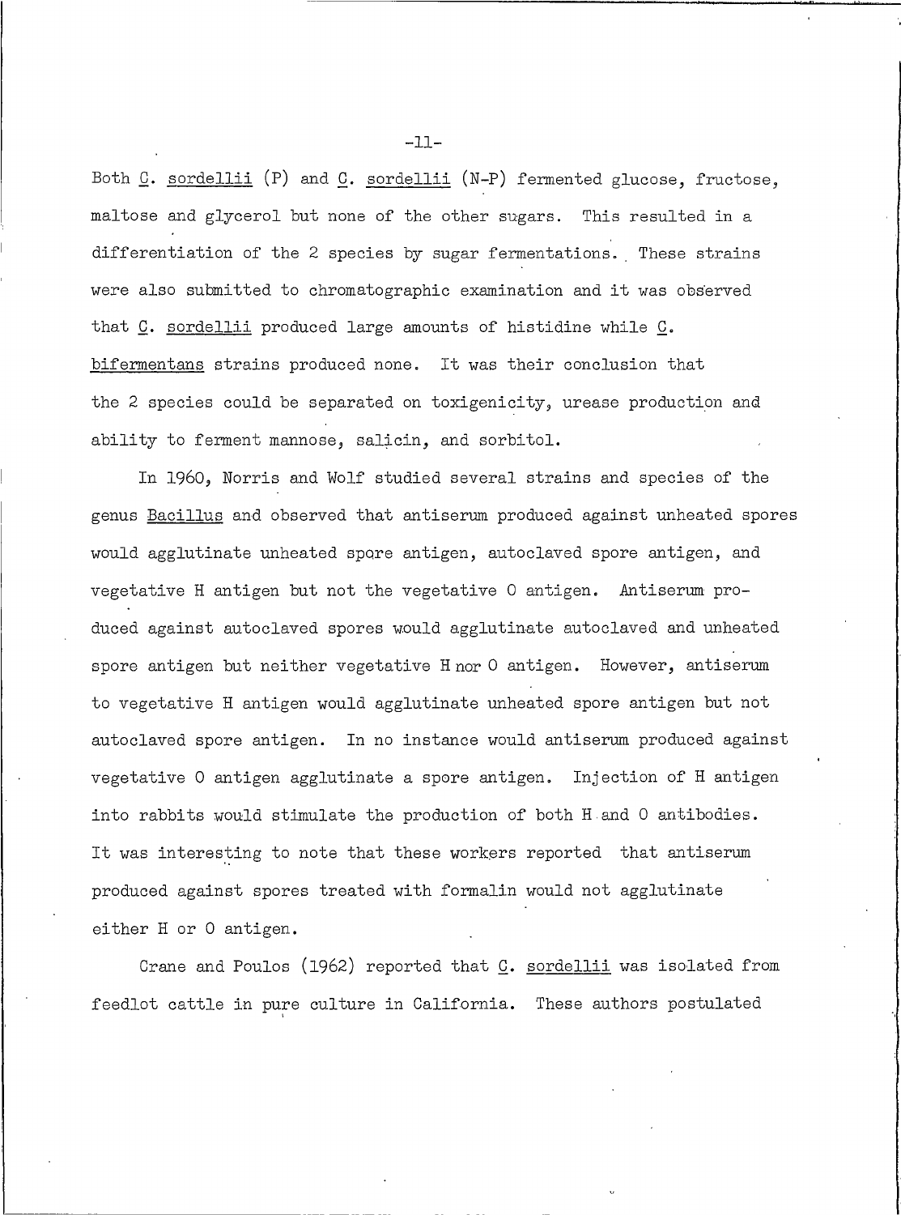Both _C. sordellii_ (P) and _C. sordellii_ (N-P) fermented glucose, fructose, maltose and glycerol but none of the other sugars. This resulted in a differentiation of the 2 species by sugar fermentations. These strains were also submitted to chromatographic examination and it was observed that _C. sordellii_ produced large amounts of histidine while _C. bifermentans_ strains produced none. It was their conclusion that the 2 species could be separated on toxigenicity, urease production and ability to ferment mannose, salicin, and sorbitol.

In 1960, Norris and Wolf studied several strains and species of the genus _Bacillus_ and observed that antiserum produced against unheated spores would agglutinate unheated spore antigen, autoclaved spore antigen, and vegetative H antigen but not the vegetative O antigen. Antiserum produced against autoclaved spores would agglutinate autoclaved and unheated spore antigen but neither vegetative H nor O antigen. However, antiserum to vegetative H antigen would agglutinate unheated spore antigen but not autoclaved spore antigen. In no instance would antiserum produced against vegetative O antigen agglutinate a spore antigen. Injection of H antigen into rabbits would stimulate the production of both H and O antibodies. It was interesting to note that these workers reported that antiserum produced against spores treated with formalin would not agglutinate either H or O antigen.

Crane and Poulos (1962) reported that _C. sordellii_ was isolated from feedlot cattle in pure culture in California. These authors postulated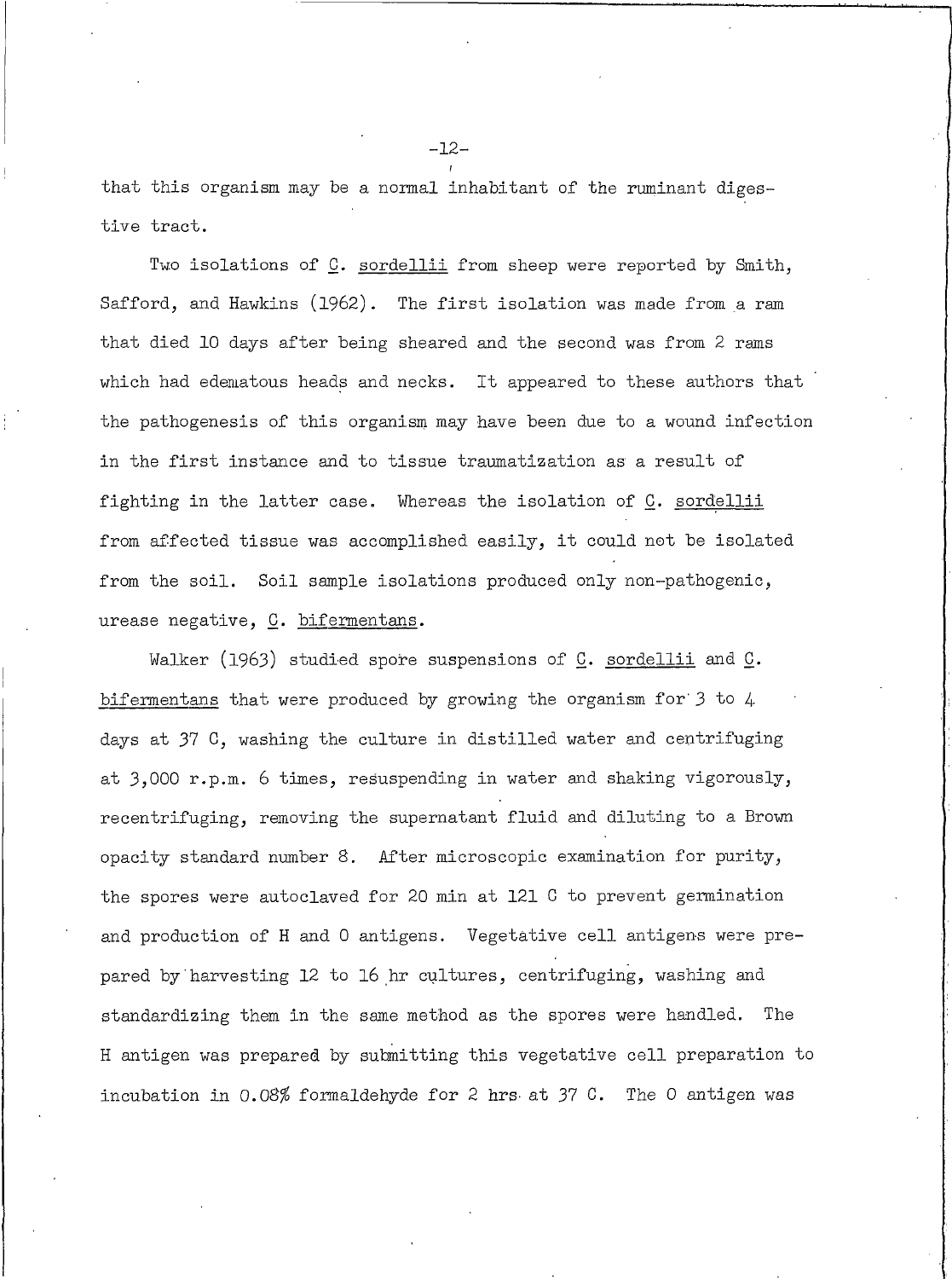that this organism may be a normal inhabitant of the ruminant digestive tract.

Two isolations of C. sordellii from sheep were reported by Smith, Safford, and Hawkins (1962). The first isolation was made from a ram that died 10 days after being sheared and the second was from 2 rams which had edematous heads and necks. It appeared to these authors that the pathogenesis of this organism may have been due to a wound infection in the first instance and to tissue traumatization as a result of fighting in the latter case. Whereas the isolation of C. sordellii from affected tissue was accomplished easily, it could not be isolated from the soil. Soil sample isolations produced only non-pathogenic, urease negative, C. bifermentans.

Walker (1963) studied spore suspensions of C. sordellii and C. bifermentans that were produced by growing the organism for 3 to 4 days at 37 C, washing the culture in distilled water and centrifuging at 3,000 r.p.m. 6 times, resuspending in water and shaking vigorously, recentrifuging, removing the supernatant fluid and diluting to a Brown opacity standard number 8. After microscopic examination for purity, the spores were autoclaved for 20 min at 121 C to prevent germination and production of H and O antigens. Vegetative cell antigens were prepared by harvesting 12 to 16 hr cultures, centrifuging, washing and standardizing them in the same method as the spores were handled. The H antigen was prepared by submitting this vegetative cell preparation to incubation in 0.08% formaldehyde for 2 hrs at 37 C. The O antigen was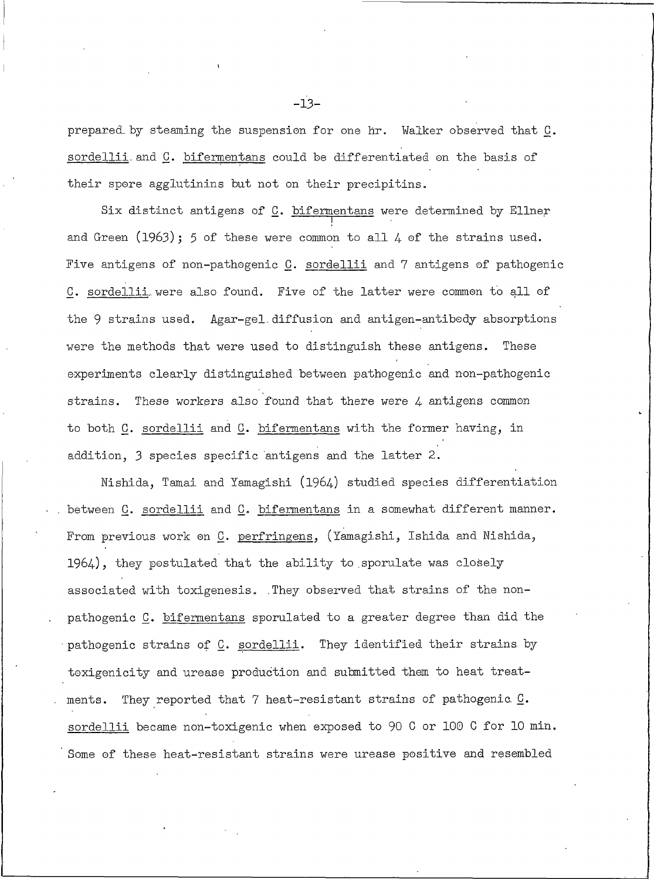prepared by steaming the suspension for one hr. Walker observed that C. sordellii and C. bifermentans could be differentiated on the basis of their spore agglutinins but not on their precipitins.

Six distinct antigens of C. bifermentans were determined by Ellner and Green (1963); 5 of these were common to all 4 of the strains used. Five antigens of non-pathogenic C. sordellii and 7 antigens of pathogenic C. sordellii were also found. Five of the latter were common to all of the 9 strains used. Agar-gel diffusion and antigen-antibody absorptions were the methods that were used to distinguish these antigens. These experiments clearly distinguished between pathogenic and non-pathogenic strains. These workers also found that there were 4 antigens common to both C. sordellii and C. bifermentans with the former having, in addition, 3 species specific antigens and the latter 2.

Nishida, Tamai and Yamagishi (1964) studied species differentiation between C. sordellii and C. bifermentans in a somewhat different manner. From previous work on C. perfringens, (Yamagishi, Ishida and Nishida, 1964), they postulated that the ability to sporulate was closely associated with toxigenesis. They observed that strains of the non-pathogenic C. bifermentans sporulated to a greater degree than did the pathogenic strains of C. sordellii. They identified their strains by toxigenicity and urease production and submitted them to heat treatments. They reported that 7 heat-resistant strains of pathogenic C. sordellii became non-toxigenic when exposed to 90 C or 100 C for 10 min. Some of these heat-resistant strains were urease positive and resembled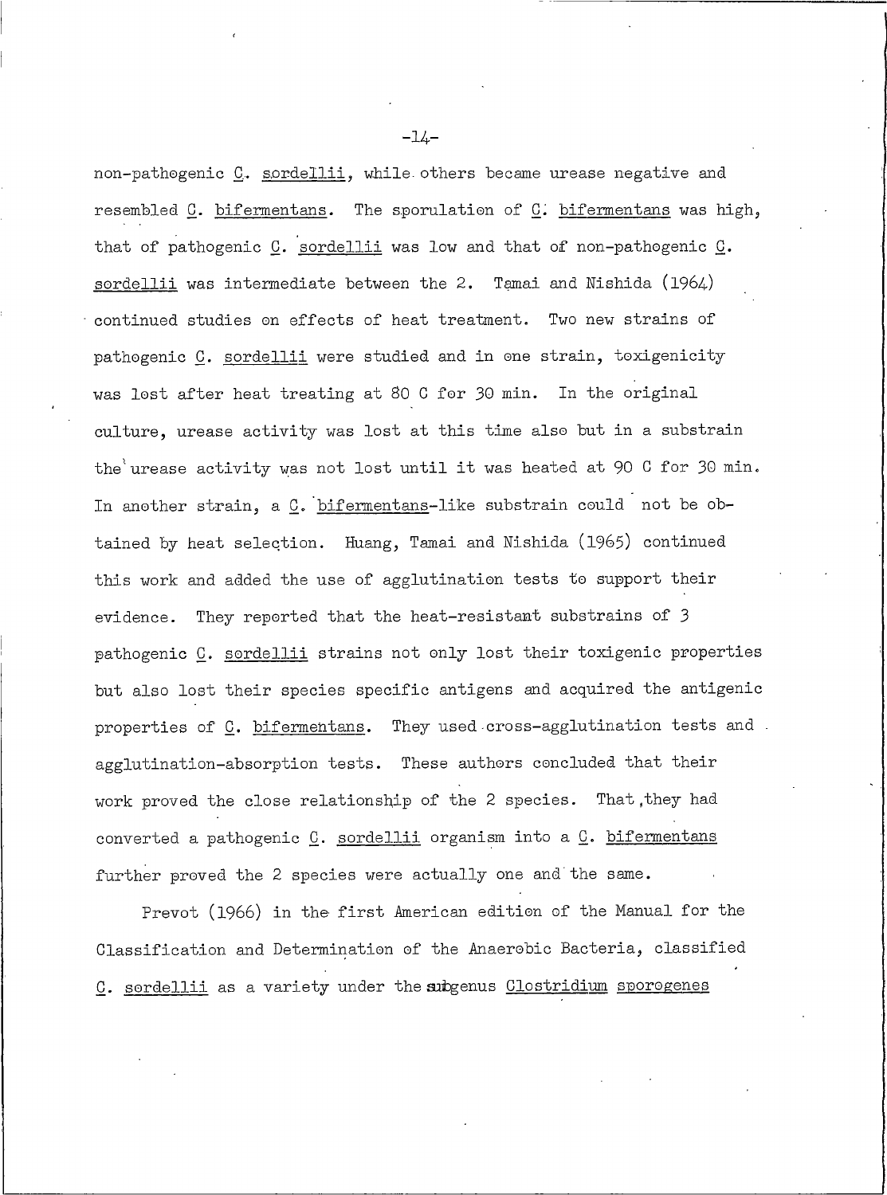non-pathogenic C. sordellii, while others became urease negative and resembled C. bifermentans. The sporulation of C. bifermentans was high, that of pathogenic C. sordellii was low and that of non-pathogenic C. sordellii was intermediate between the 2. Tamai and Nishida (1964) continued studies on effects of heat treatment. Two new strains of pathogenic C. sordellii were studied and in one strain, toxigenicity was lost after heat treating at 80 C for 30 min. In the original culture, urease activity was lost at this time also but in a substrain the urease activity was not lost until it was heated at 90 C for 30 min. In another strain, a C. bifermentans-like substrain could not be obtained by heat selection. Huang, Tamai and Nishida (1965) continued this work and added the use of agglutination tests to support their evidence. They reported that the heat-resistant substrains of 3 pathogenic C. sordellii strains not only lost their toxigenic properties but also lost their species specific antigens and acquired the antigenic properties of C. bifermentans. They used cross-agglutination tests and agglutination-absorption tests. These authors concluded that their work proved the close relationship of the 2 species. That they had converted a pathogenic C. sordellii organism into a C. bifermentans further proved the 2 species were actually one and the same.

Prevot (1966) in the first American edition of the Manual for the Classification and Determination of the Anaerobic Bacteria, classified C. sordellii as a variety under the subgenus Clostridium sporogenes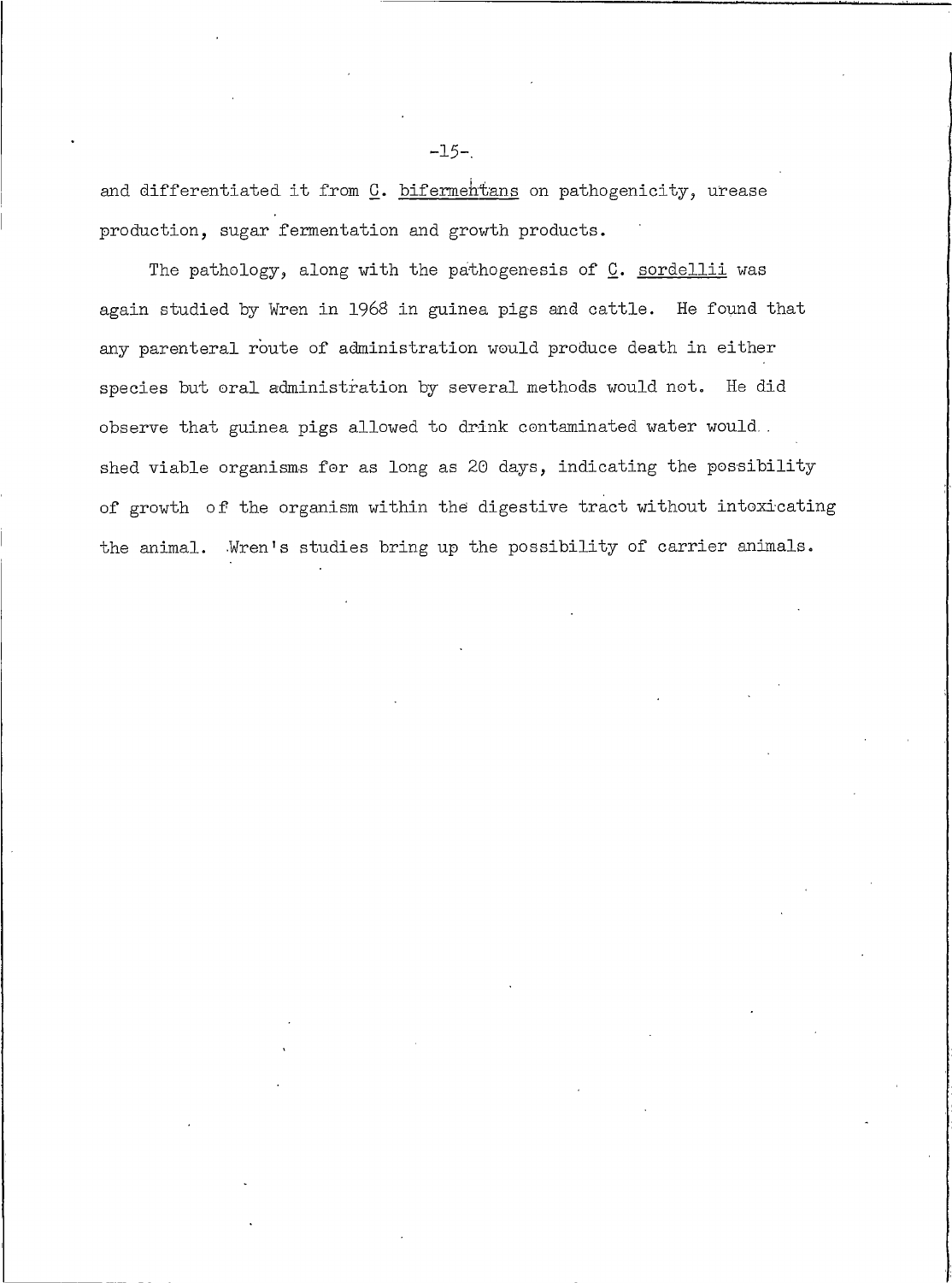and differentiated it from _C. bifermentans_ on pathogenicity, urease production, sugar fermentation and growth products.

The pathology, along with the pathogenesis of _C. sordellii_ was again studied by Wren in 1968 in guinea pigs and cattle. He found that any parenteral route of administration would produce death in either species but oral administration by several methods would not. He did observe that guinea pigs allowed to drink contaminated water would shed viable organisms for as long as 20 days, indicating the possibility of growth of the organism within the digestive tract without intoxicating the animal. Wren's studies bring up the possibility of carrier animals.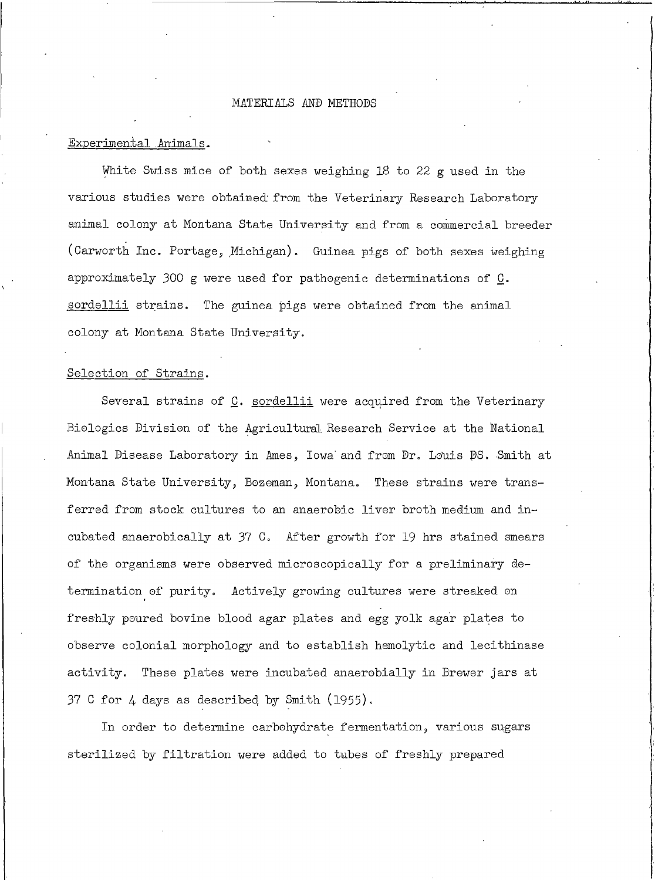## MATERIALS AND METHODS

### Experimental Animals.

White Swiss mice of both sexes weighing 18 to 22 g used in the various studies were obtained from the Veterinary Research Laboratory animal colony at Montana State University and from a commercial breeder (Carworth Inc. Portage, Michigan). Guinea pigs of both sexes weighing approximately 300 g were used for pathogenic determinations of C. sordellii strains. The guinea pigs were obtained from the animal colony at Montana State University.

### Selection of Strains.

Several strains of C. sordellii were acquired from the Veterinary Biologics Division of the Agricultural Research Service at the National Animal Disease Laboratory in Ames, Iowa and from Dr. Louis DS. Smith at Montana State University, Bozeman, Montana. These strains were transferred from stock cultures to an anaerobic liver broth medium and incubated anaerobically at 37 C. After growth for 19 hrs stained smears of the organisms were observed microscopically for a preliminary determination of purity. Actively growing cultures were streaked on freshly poured bovine blood agar plates and egg yolk agar plates to observe colonial morphology and to establish hemolytic and lecithinase activity. These plates were incubated anaerobially in Brewer jars at 37 C for 4 days as described by Smith (1955).

In order to determine carbohydrate fermentation, various sugars sterilized by filtration were added to tubes of freshly prepared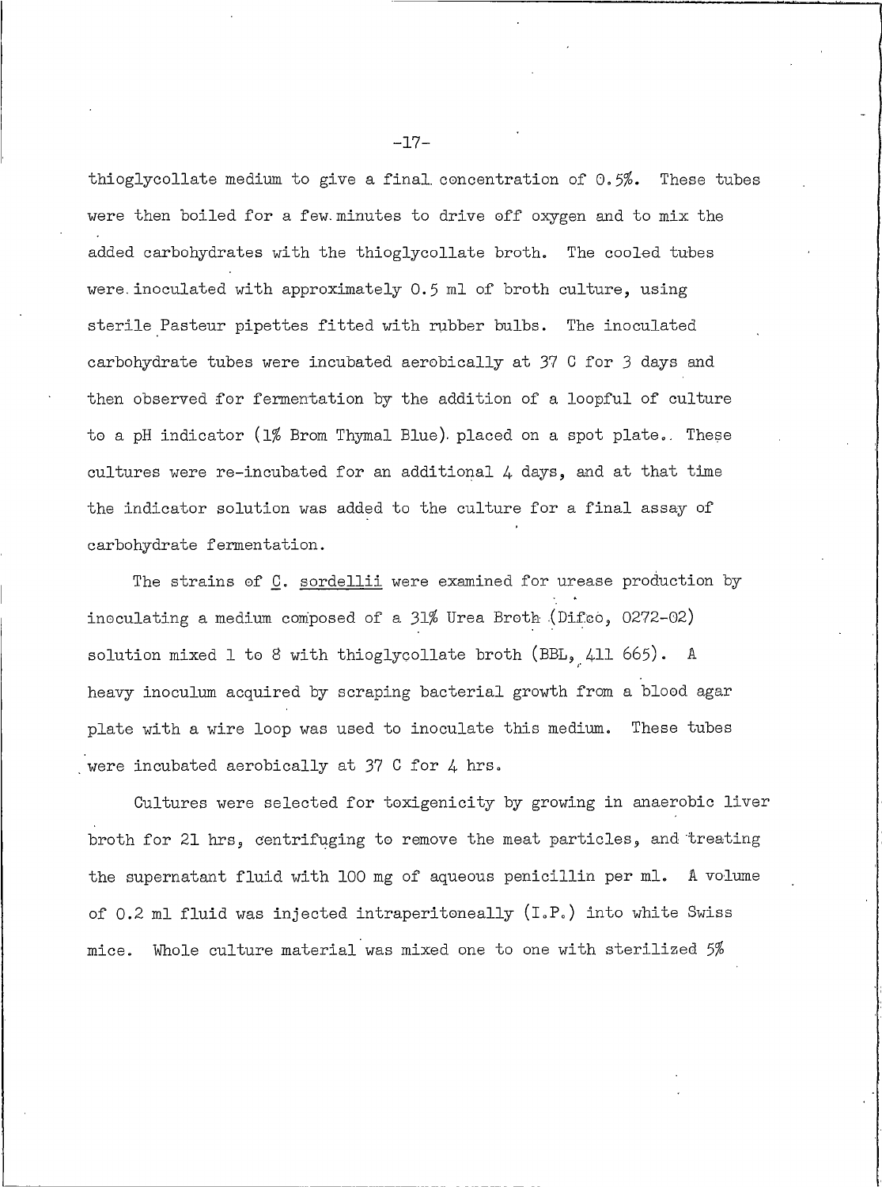thioglycollate medium to give a final concentration of 0.5%. These tubes were then boiled for a few minutes to drive off oxygen and to mix the added carbohydrates with the thioglycollate broth. The cooled tubes were inoculated with approximately 0.5 ml of broth culture, using sterile Pasteur pipettes fitted with rubber bulbs. The inoculated carbohydrate tubes were incubated aerobically at 37 C for 3 days and then observed for fermentation by the addition of a loopful of culture to a pH indicator (1% Brom Thymal Blue) placed on a spot plate. These cultures were re-incubated for an additional 4 days, and at that time the indicator solution was added to the culture for a final assay of carbohydrate fermentation.

The strains of _C. sordellii_ were examined for urease production by inoculating a medium composed of a 31% Urea Broth (Difco, 0272-02) solution mixed 1 to 8 with thioglycollate broth (BBL, 411 665). A heavy inoculum acquired by scraping bacterial growth from a blood agar plate with a wire loop was used to inoculate this medium. These tubes were incubated aerobically at 37 C for 4 hrs.

Cultures were selected for toxigenicity by growing in anaerobic liver broth for 21 hrs, centrifuging to remove the meat particles, and treating the supernatant fluid with 100 mg of aqueous penicillin per ml. A volume of 0.2 ml fluid was injected intraperitoneally (I.P.) into white Swiss mice. Whole culture material was mixed one to one with sterilized 5%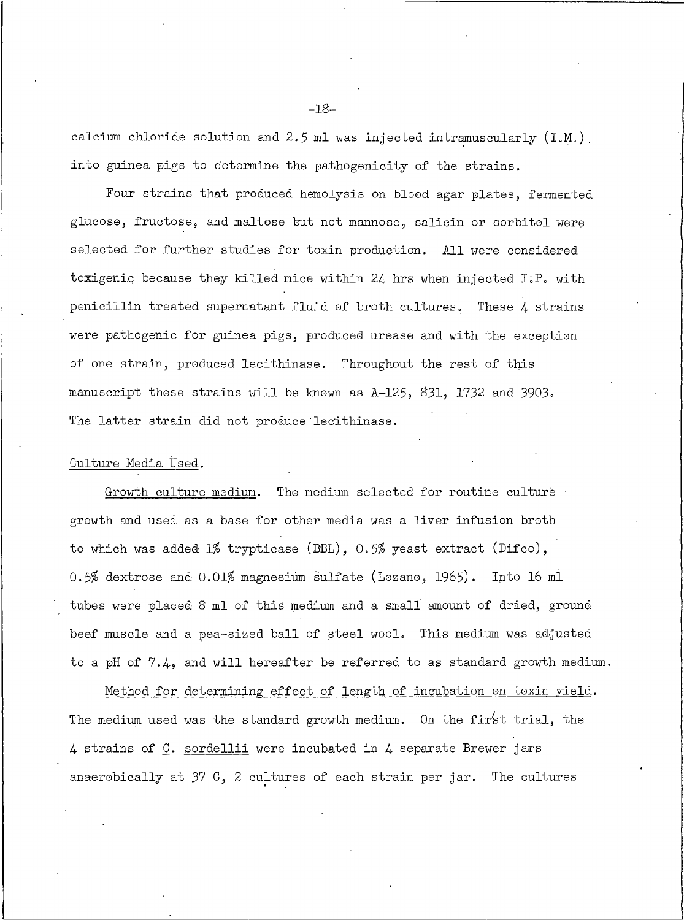calcium chloride solution and 2.5 ml was injected intramuscularly (I.M.) into guinea pigs to determine the pathogenicity of the strains.

Four strains that produced hemolysis on blood agar plates, fermented glucose, fructose, and maltose but not mannose, salicin or sorbitol were selected for further studies for toxin production. All were considered toxigenic because they killed mice within 24 hrs when injected I.P. with penicillin treated supernatant fluid of broth cultures. These 4 strains were pathogenic for guinea pigs, produced urease and with the exception of one strain, produced lecithinase. Throughout the rest of this manuscript these strains will be known as A-125, 831, 1732 and 3903. The latter strain did not produce lecithinase.

Culture Media Used.

Growth culture medium. The medium selected for routine culture growth and used as a base for other media was a liver infusion broth to which was added 1% trypticase (BBL), 0.5% yeast extract (Difco), 0.5% dextrose and 0.01% magnesium sulfate (Lozano, 1965). Into 16 ml tubes were placed 8 ml of this medium and a small amount of dried, ground beef muscle and a pea-sized ball of steel wool. This medium was adjusted to a pH of 7.4, and will hereafter be referred to as standard growth medium.

Method for determining effect of length of incubation on toxin yield. The medium used was the standard growth medium. On the first trial, the 4 strains of C. sordellii were incubated in 4 separate Brewer jars anaerobically at 37 C, 2 cultures of each strain per jar. The cultures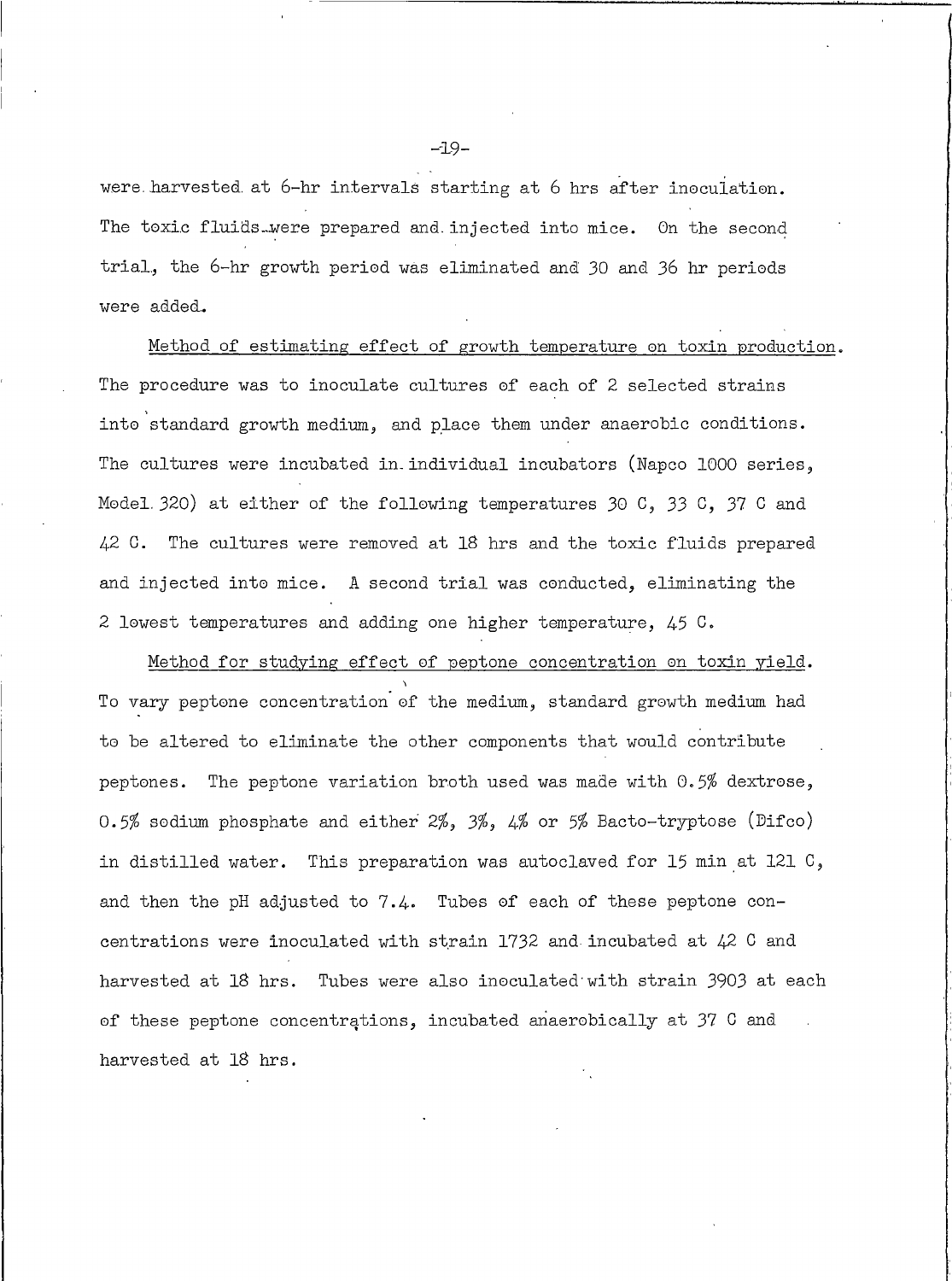were harvested at 6-hr intervals starting at 6 hrs after inoculation. The toxic fluids were prepared and injected into mice. On the second trial, the 6-hr growth period was eliminated and 30 and 36 hr periods were added.

<u>Method of estimating effect of growth temperature on toxin production</u>. The procedure was to inoculate cultures of each of 2 selected strains into standard growth medium, and place them under anaerobic conditions. The cultures were incubated in individual incubators (Napco 1000 series, Model 320) at either of the following temperatures 30 C, 33 C, 37 C and 42 C. The cultures were removed at 18 hrs and the toxic fluids prepared and injected into mice. A second trial was conducted, eliminating the 2 lowest temperatures and adding one higher temperature, 45 C.

<u>Method for studying effect of peptone concentration on toxin yield</u>. To vary peptone concentration of the medium, standard growth medium had to be altered to eliminate the other components that would contribute peptones. The peptone variation broth used was made with 0.5% dextrose, 0.5% sodium phosphate and either 2%, 3%, 4% or 5% Bacto-tryptose (Difco) in distilled water. This preparation was autoclaved for 15 min at 121 C, and then the pH adjusted to 7.4. Tubes of each of these peptone concentrations were inoculated with strain 1732 and incubated at 42 C and harvested at 18 hrs. Tubes were also inoculated with strain 3903 at each of these peptone concentrations, incubated anaerobically at 37 C and harvested at 18 hrs.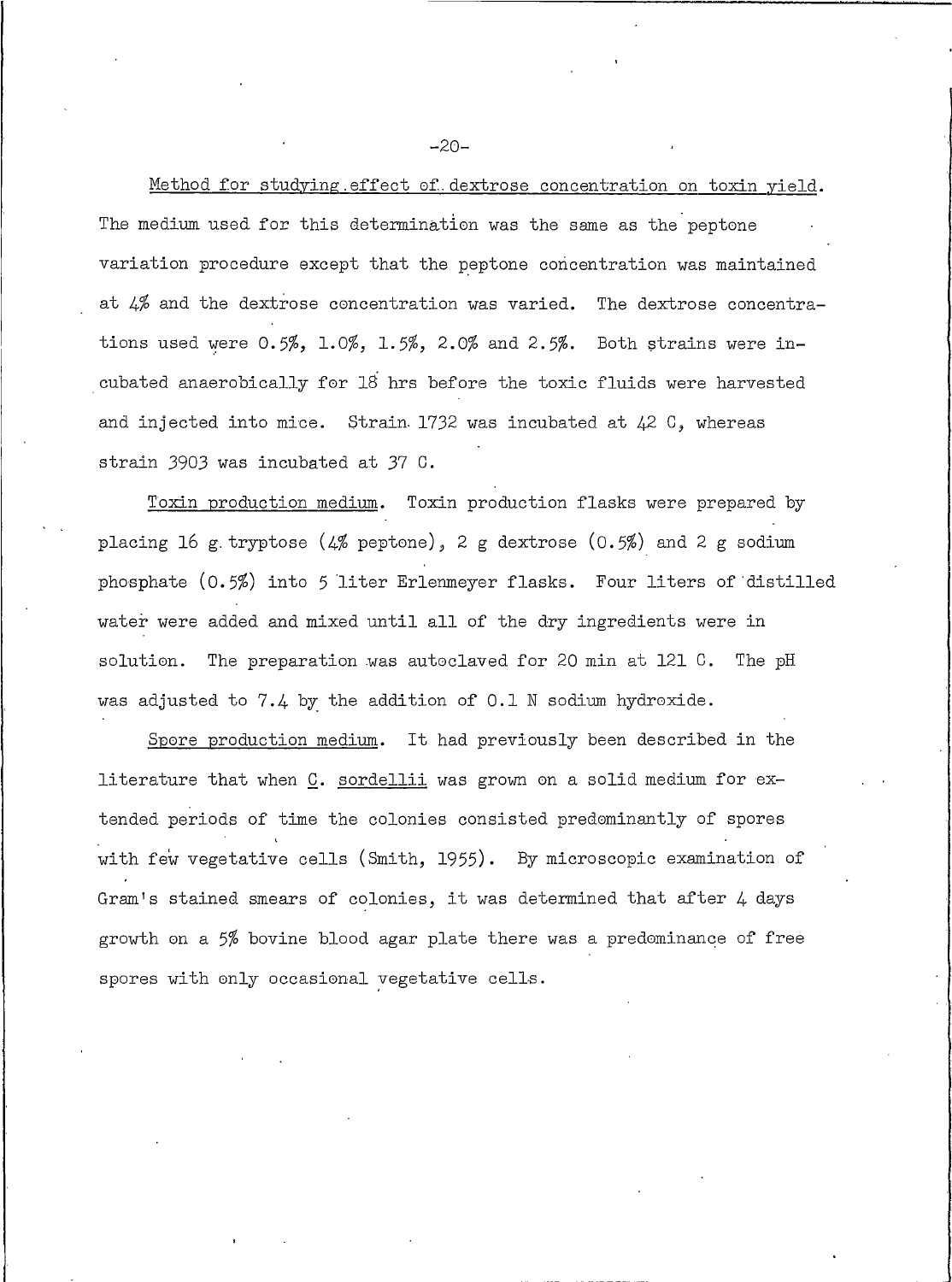Method for studying effect of dextrose concentration on toxin yield. The medium used for this determination was the same as the peptone variation procedure except that the peptone concentration was maintained at 4% and the dextrose concentration was varied. The dextrose concentrations used were 0.5%, 1.0%, 1.5%, 2.0% and 2.5%. Both strains were incubated anaerobically for 18 hrs before the toxic fluids were harvested and injected into mice. Strain 1732 was incubated at 42 C, whereas strain 3903 was incubated at 37 C.

Toxin production medium. Toxin production flasks were prepared by placing 16 g tryptose (4% peptone), 2 g dextrose (0.5%) and 2 g sodium phosphate (0.5%) into 5 liter Erlenmeyer flasks. Four liters of distilled water were added and mixed until all of the dry ingredients were in solution. The preparation was autoclaved for 20 min at 121 C. The pH was adjusted to 7.4 by the addition of 0.1 N sodium hydroxide.

Spore production medium. It had previously been described in the literature that when C. sordellii was grown on a solid medium for extended periods of time the colonies consisted predominantly of spores with few vegetative cells (Smith, 1955). By microscopic examination of Gram's stained smears of colonies, it was determined that after 4 days growth on a 5% bovine blood agar plate there was a predominance of free spores with only occasional vegetative cells.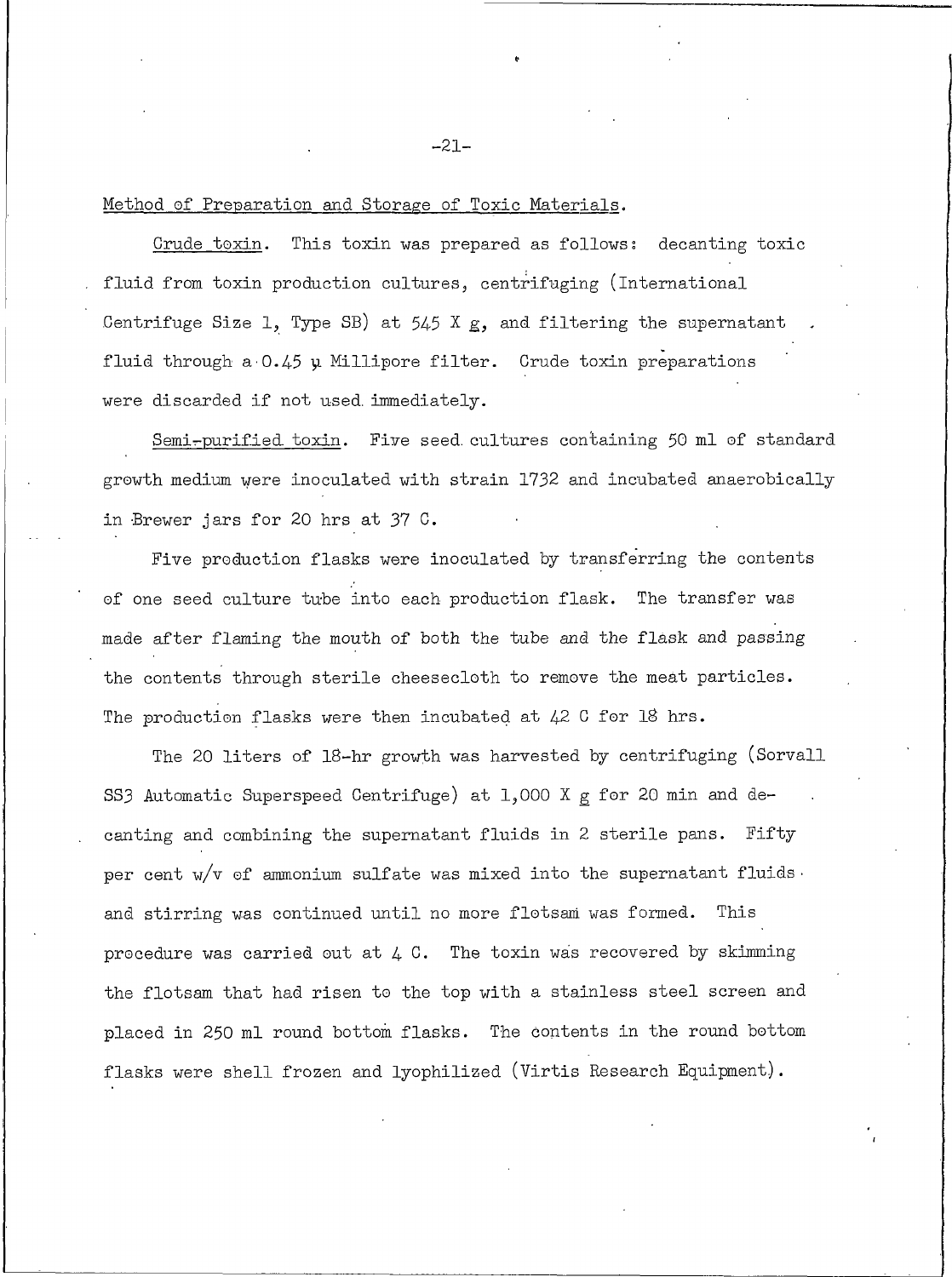Method of Preparation and Storage of Toxic Materials.

Crude toxin. This toxin was prepared as follows: decanting toxic fluid from toxin production cultures, centrifuging (International Centrifuge Size 1, Type SB) at 545 X g, and filtering the supernatant fluid through a 0.45 μ Millipore filter. Crude toxin preparations were discarded if not used immediately.

Semi-purified toxin. Five seed cultures containing 50 ml of standard growth medium were inoculated with strain 1732 and incubated anaerobically in Brewer jars for 20 hrs at 37 C.

Five production flasks were inoculated by transferring the contents of one seed culture tube into each production flask. The transfer was made after flaming the mouth of both the tube and the flask and passing the contents through sterile cheesecloth to remove the meat particles. The production flasks were then incubated at 42 C for 18 hrs.

The 20 liters of 18-hr growth was harvested by centrifuging (Sorvall SS3 Automatic Superspeed Centrifuge) at 1,000 X g for 20 min and decanting and combining the supernatant fluids in 2 sterile pans. Fifty per cent w/v of ammonium sulfate was mixed into the supernatant fluids and stirring was continued until no more flotsam was formed. This procedure was carried out at 4 C. The toxin was recovered by skimming the flotsam that had risen to the top with a stainless steel screen and placed in 250 ml round bottom flasks. The contents in the round bottom flasks were shell frozen and lyophilized (Virtis Research Equipment).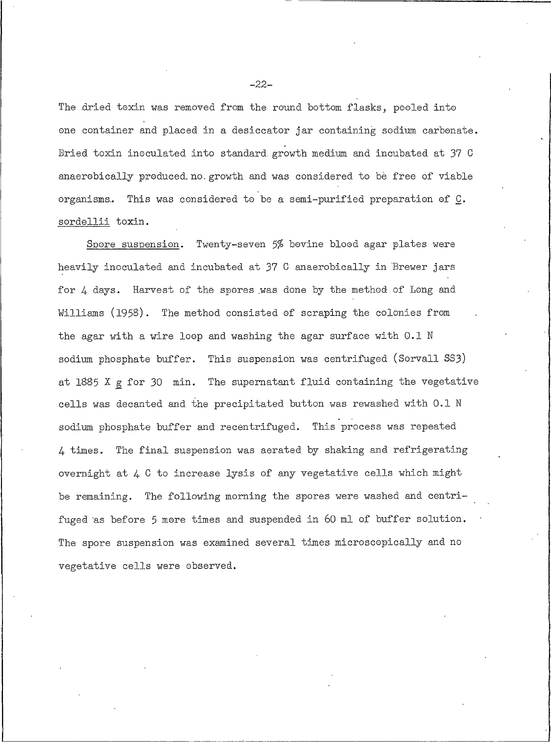The dried toxin was removed from the round bottom flasks, pooled into one container and placed in a desiccator jar containing sodium carbonate. Dried toxin inoculated into standard growth medium and incubated at 37 C anaerobically produced no growth and was considered to be free of viable organisms. This was considered to be a semi-purified preparation of C. sordellii toxin.

Spore suspension. Twenty-seven 5% bovine blood agar plates were heavily inoculated and incubated at 37 C anaerobically in Brewer jars for 4 days. Harvest of the spores was done by the method of Long and Williams (1958). The method consisted of scraping the colonies from the agar with a wire loop and washing the agar surface with 0.1 N sodium phosphate buffer. This suspension was centrifuged (Sorvall SS3) at 1885 X g for 30 min. The supernatant fluid containing the vegetative cells was decanted and the precipitated button was rewashed with 0.1 N sodium phosphate buffer and recentrifuged. This process was repeated 4 times. The final suspension was aerated by shaking and refrigerating overnight at 4 C to increase lysis of any vegetative cells which might be remaining. The following morning the spores were washed and centrifuged as before 5 more times and suspended in 60 ml of buffer solution. The spore suspension was examined several times microscopically and no vegetative cells were observed.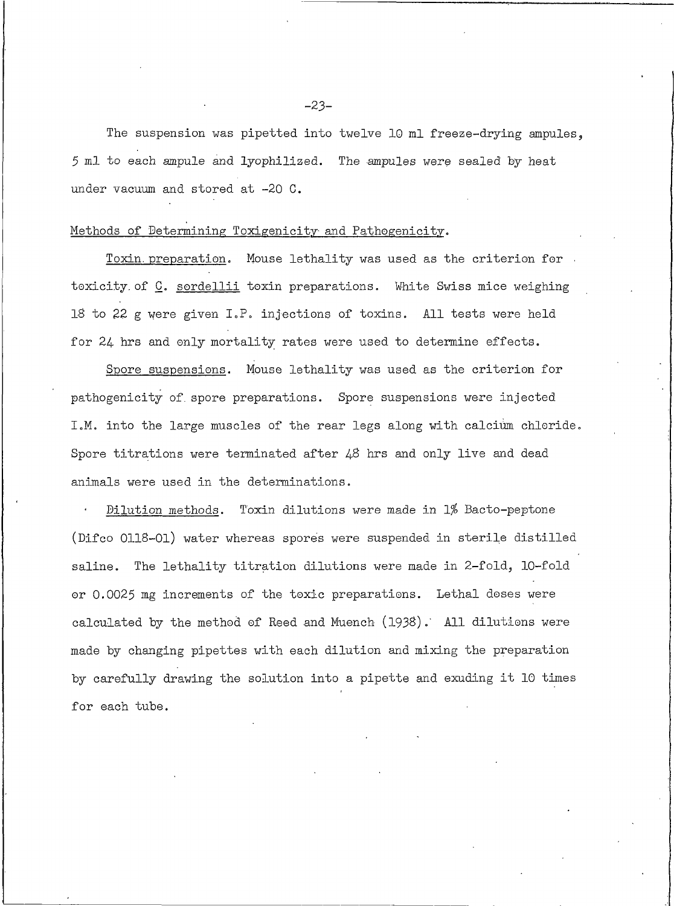The suspension was pipetted into twelve 10 ml freeze-drying ampules, 5 ml to each ampule and lyophilized. The ampules were sealed by heat under vacuum and stored at -20 C.

Methods of Determining Toxigenicity and Pathogenicity.

Toxin preparation. Mouse lethality was used as the criterion for toxicity of *C. sordellii* toxin preparations. White Swiss mice weighing 18 to 22 g were given I.P. injections of toxins. All tests were held for 24 hrs and only mortality rates were used to determine effects.

Spore suspensions. Mouse lethality was used as the criterion for pathogenicity of spore preparations. Spore suspensions were injected I.M. into the large muscles of the rear legs along with calcium chloride. Spore titrations were terminated after 48 hrs and only live and dead animals were used in the determinations.

Dilution methods. Toxin dilutions were made in 1% Bacto-peptone (Difco 0118-01) water whereas spores were suspended in sterile distilled saline. The lethality titration dilutions were made in 2-fold, 10-fold or 0.0025 mg increments of the toxic preparations. Lethal doses were calculated by the method of Reed and Muench (1938). All dilutions were made by changing pipettes with each dilution and mixing the preparation by carefully drawing the solution into a pipette and exuding it 10 times for each tube.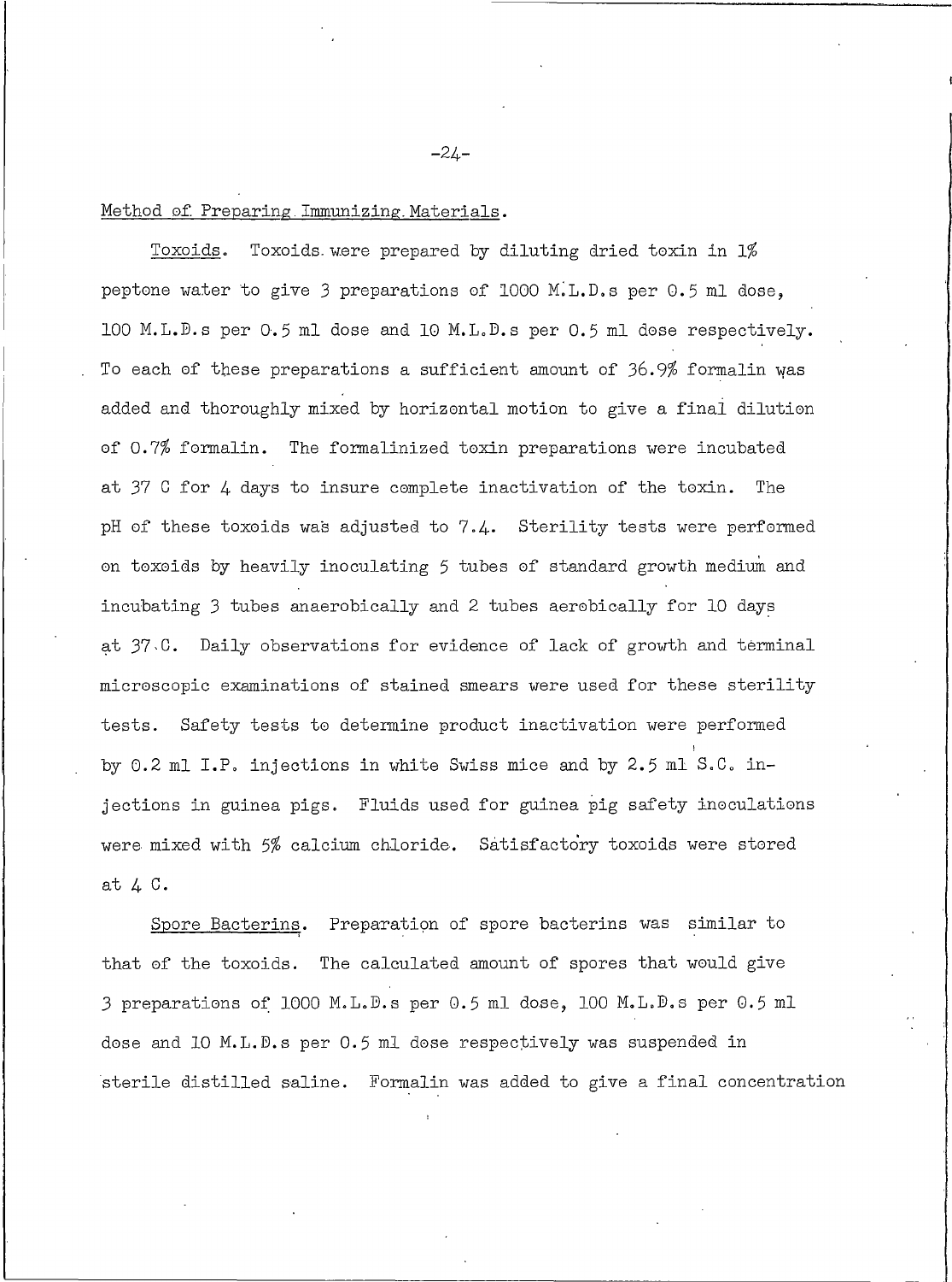Method of Preparing Immunizing Materials.

Toxoids. Toxoids were prepared by diluting dried toxin in 1% peptone water to give 3 preparations of 1000 M.L.D.s per 0.5 ml dose, 100 M.L.D.s per 0.5 ml dose and 10 M.L.D.s per 0.5 ml dose respectively. To each of these preparations a sufficient amount of 36.9% formalin was added and thoroughly mixed by horizontal motion to give a final dilution of 0.7% formalin. The formalinized toxin preparations were incubated at 37 C for 4 days to insure complete inactivation of the toxin. The pH of these toxoids was adjusted to 7.4. Sterility tests were performed on toxoids by heavily inoculating 5 tubes of standard growth medium and incubating 3 tubes anaerobically and 2 tubes aerobically for 10 days at 37 C. Daily observations for evidence of lack of growth and terminal microscopic examinations of stained smears were used for these sterility tests. Safety tests to determine product inactivation were performed by 0.2 ml I.P. injections in white Swiss mice and by 2.5 ml S.C. injections in guinea pigs. Fluids used for guinea pig safety inoculations were mixed with 5% calcium chloride. Satisfactory toxoids were stored at 4 C.

Spore Bacterins. Preparation of spore bacterins was similar to that of the toxoids. The calculated amount of spores that would give 3 preparations of 1000 M.L.D.s per 0.5 ml dose, 100 M.L.D.s per 0.5 ml dose and 10 M.L.D.s per 0.5 ml dose respectively was suspended in sterile distilled saline. Formalin was added to give a final concentration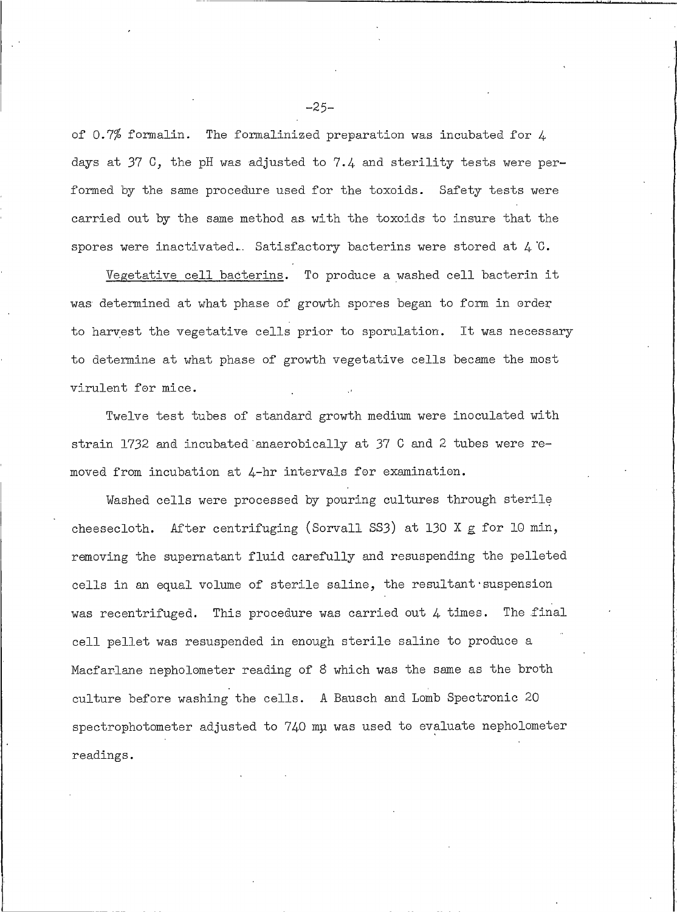of 0.7% formalin. The formalinized preparation was incubated for 4 days at 37 C, the pH was adjusted to 7.4 and sterility tests were performed by the same procedure used for the toxoids. Safety tests were carried out by the same method as with the toxoids to insure that the spores were inactivated. Satisfactory bacterins were stored at 4 C.

Vegetative cell bacterins. To produce a washed cell bacterin it was determined at what phase of growth spores began to form in order to harvest the vegetative cells prior to sporulation. It was necessary to determine at what phase of growth vegetative cells became the most virulent for mice.

Twelve test tubes of standard growth medium were inoculated with strain 1732 and incubated anaerobically at 37 C and 2 tubes were removed from incubation at 4-hr intervals for examination.

Washed cells were processed by pouring cultures through sterile cheesecloth. After centrifuging (Sorvall SS3) at 130 X g for 10 min, removing the supernatant fluid carefully and resuspending the pelleted cells in an equal volume of sterile saline, the resultant suspension was recentrifuged. This procedure was carried out 4 times. The final cell pellet was resuspended in enough sterile saline to produce a Macfarlane nepholometer reading of 8 which was the same as the broth culture before washing the cells. A Bausch and Lomb Spectronic 20 spectrophotometer adjusted to 740 mμ was used to evaluate nepholometer readings.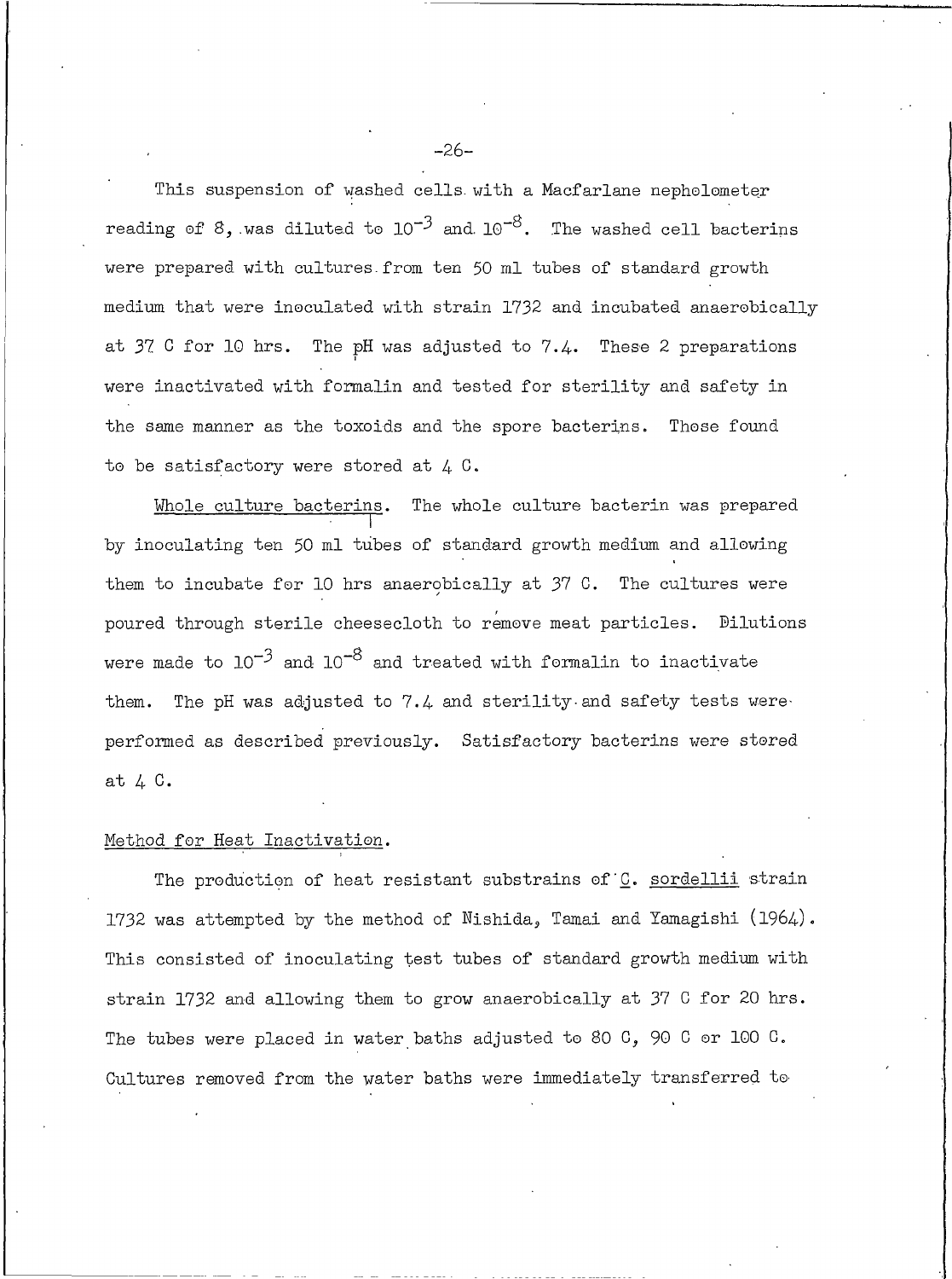This suspension of washed cells with a Macfarlane nephelometer reading of 8, was diluted to $10^{-3}$ and $10^{-8}$. The washed cell bacterins were prepared with cultures from ten 50 ml tubes of standard growth medium that were inoculated with strain 1732 and incubated anaerobically at 37 C for 10 hrs. The pH was adjusted to 7.4. These 2 preparations were inactivated with formalin and tested for sterility and safety in the same manner as the toxoids and the spore bacterins. Those found to be satisfactory were stored at 4 C.

Whole culture bacterins. The whole culture bacterin was prepared by inoculating ten 50 ml tubes of standard growth medium and allowing them to incubate for 10 hrs anaerobically at 37 C. The cultures were poured through sterile cheesecloth to remove meat particles. Dilutions were made to $10^{-3}$ and $10^{-8}$ and treated with formalin to inactivate them. The pH was adjusted to 7.4 and sterility and safety tests were performed as described previously. Satisfactory bacterins were stored at 4 C.

Method for Heat Inactivation.

The production of heat resistant substrains of *C. sordellii* strain 1732 was attempted by the method of Nishida, Tamai and Yamagishi (1964). This consisted of inoculating test tubes of standard growth medium with strain 1732 and allowing them to grow anaerobically at 37 C for 20 hrs. The tubes were placed in water baths adjusted to 80 C, 90 C or 100 C. Cultures removed from the water baths were immediately transferred to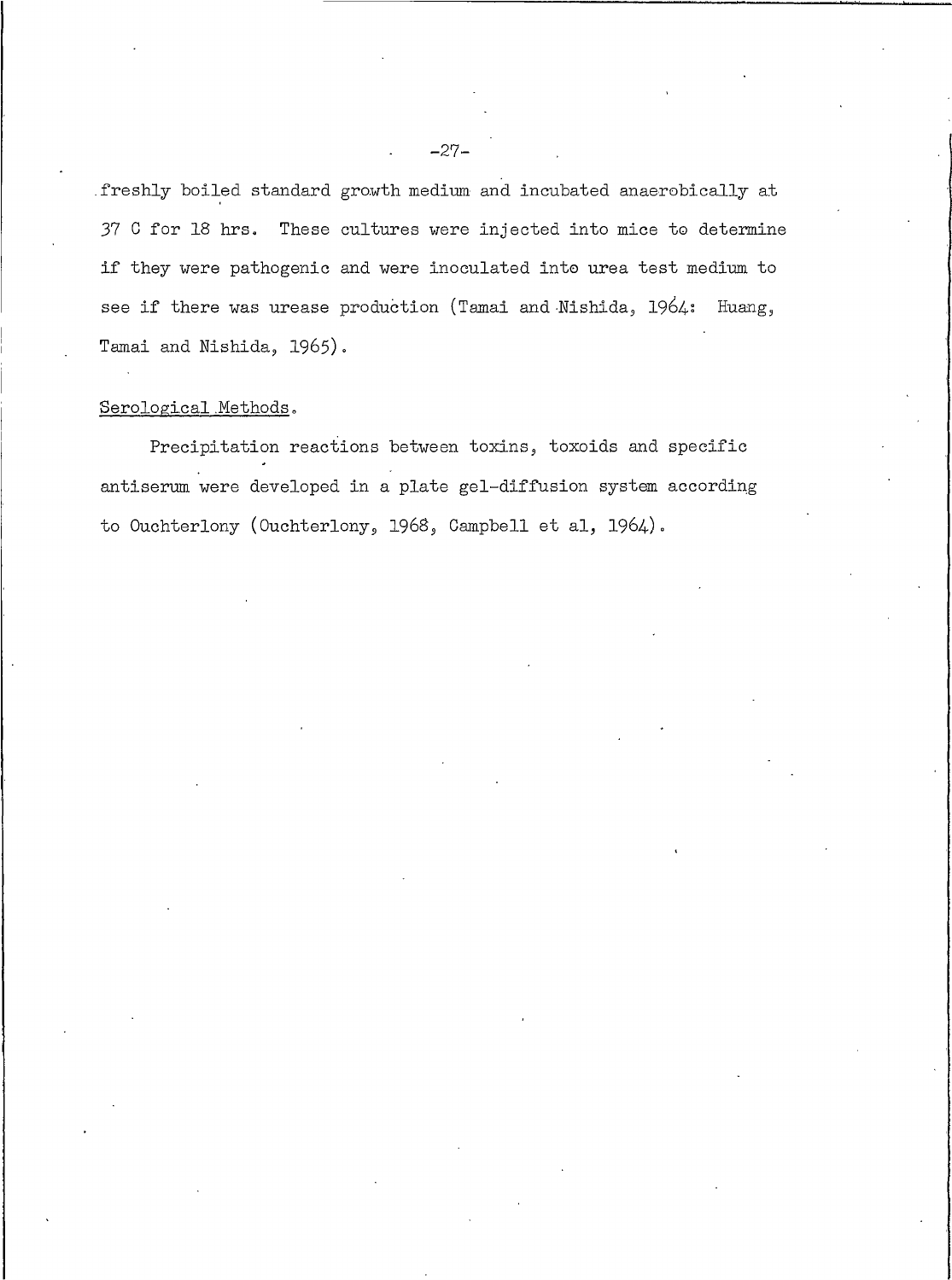freshly boiled standard growth medium and incubated anaerobically at 37 C for 18 hrs. These cultures were injected into mice to determine if they were pathogenic and were inoculated into urea test medium to see if there was urease production (Tamai and Nishida, 1964: Huang, Tamai and Nishida, 1965).

Serological Methods.

Precipitation reactions between toxins, toxoids and specific antiserum were developed in a plate gel-diffusion system according to Ouchterlony (Ouchterlony, 1968, Campbell et al, 1964).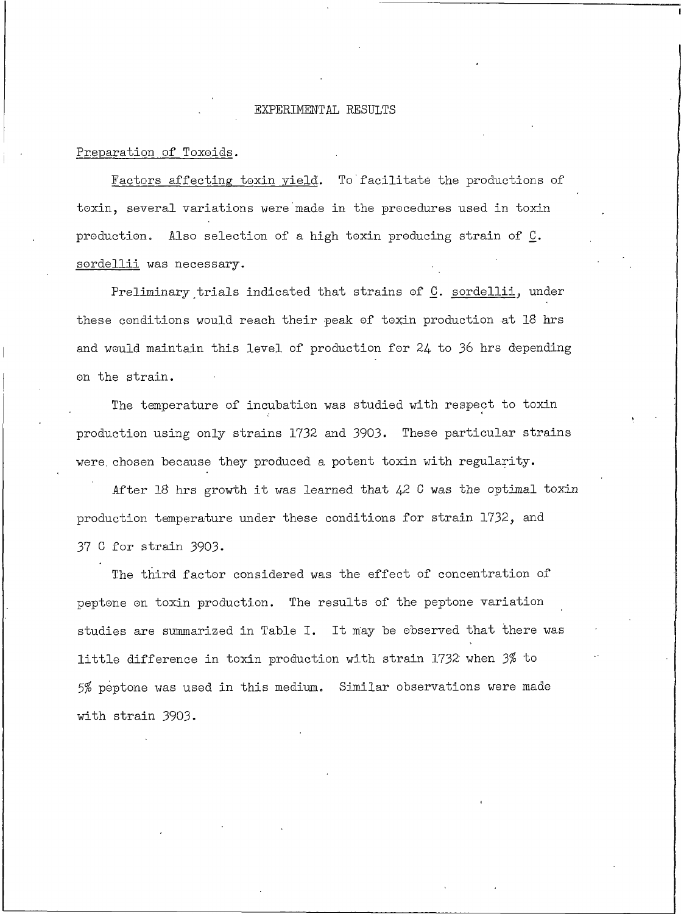# EXPERIMENTAL RESULTS

Preparation of Toxoids.

Factors affecting toxin yield. To facilitate the productions of toxin, several variations were made in the procedures used in toxin production. Also selection of a high toxin producing strain of C. sordellii was necessary.

Preliminary trials indicated that strains of C. sordellii, under these conditions would reach their peak of toxin production at 18 hrs and would maintain this level of production for 24 to 36 hrs depending on the strain.

The temperature of incubation was studied with respect to toxin production using only strains 1732 and 3903. These particular strains were chosen because they produced a potent toxin with regularity.

After 18 hrs growth it was learned that 42 C was the optimal toxin production temperature under these conditions for strain 1732, and 37 C for strain 3903.

The third factor considered was the effect of concentration of peptone on toxin production. The results of the peptone variation studies are summarized in Table I. It may be observed that there was little difference in toxin production with strain 1732 when 3% to 5% peptone was used in this medium. Similar observations were made with strain 3903.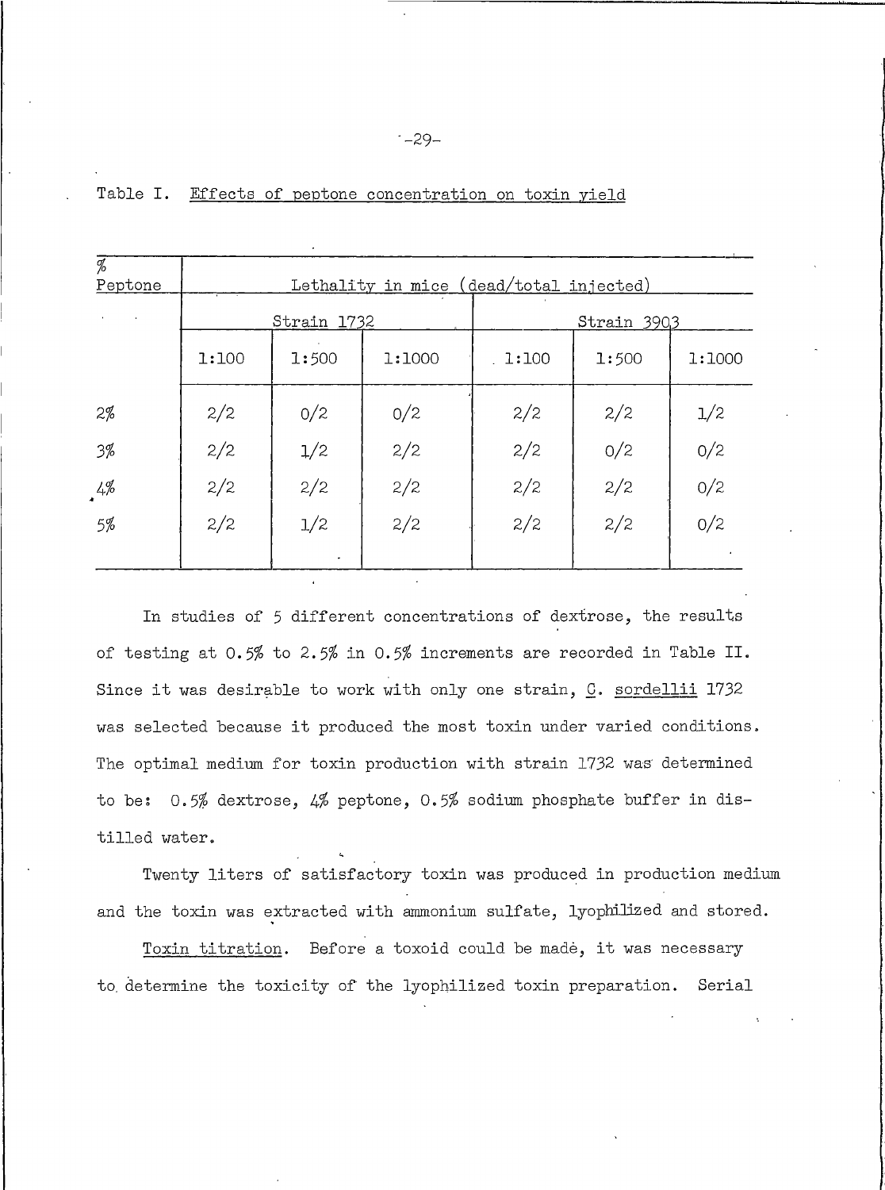Table I. Effects of peptone concentration on toxin yield

| % Peptone | Lethality in mice (dead/total injected) | | | | | |
|---|---|---|---|---|---|---|
| | Strain 1732 | | | Strain 3903 | | |
| | 1:100 | 1:500 | 1:1000 | 1:100 | 1:500 | 1:1000 |
| 2% | 2/2 | 0/2 | 0/2 | 2/2 | 2/2 | 1/2 |
| 3% | 2/2 | 1/2 | 2/2 | 2/2 | 0/2 | 0/2 |
| 4% | 2/2 | 2/2 | 2/2 | 2/2 | 2/2 | 0/2 |
| 5% | 2/2 | 1/2 | 2/2 | 2/2 | 2/2 | 0/2 |

In studies of 5 different concentrations of dextrose, the results of testing at 0.5% to 2.5% in 0.5% increments are recorded in Table II. Since it was desirable to work with only one strain, C. sordellii 1732 was selected because it produced the most toxin under varied conditions. The optimal medium for toxin production with strain 1732 was determined to be: 0.5% dextrose, 4% peptone, 0.5% sodium phosphate buffer in distilled water.

Twenty liters of satisfactory toxin was produced in production medium and the toxin was extracted with ammonium sulfate, lyophilized and stored.

Toxin titration. Before a toxoid could be made, it was necessary to determine the toxicity of the lyophilized toxin preparation. Serial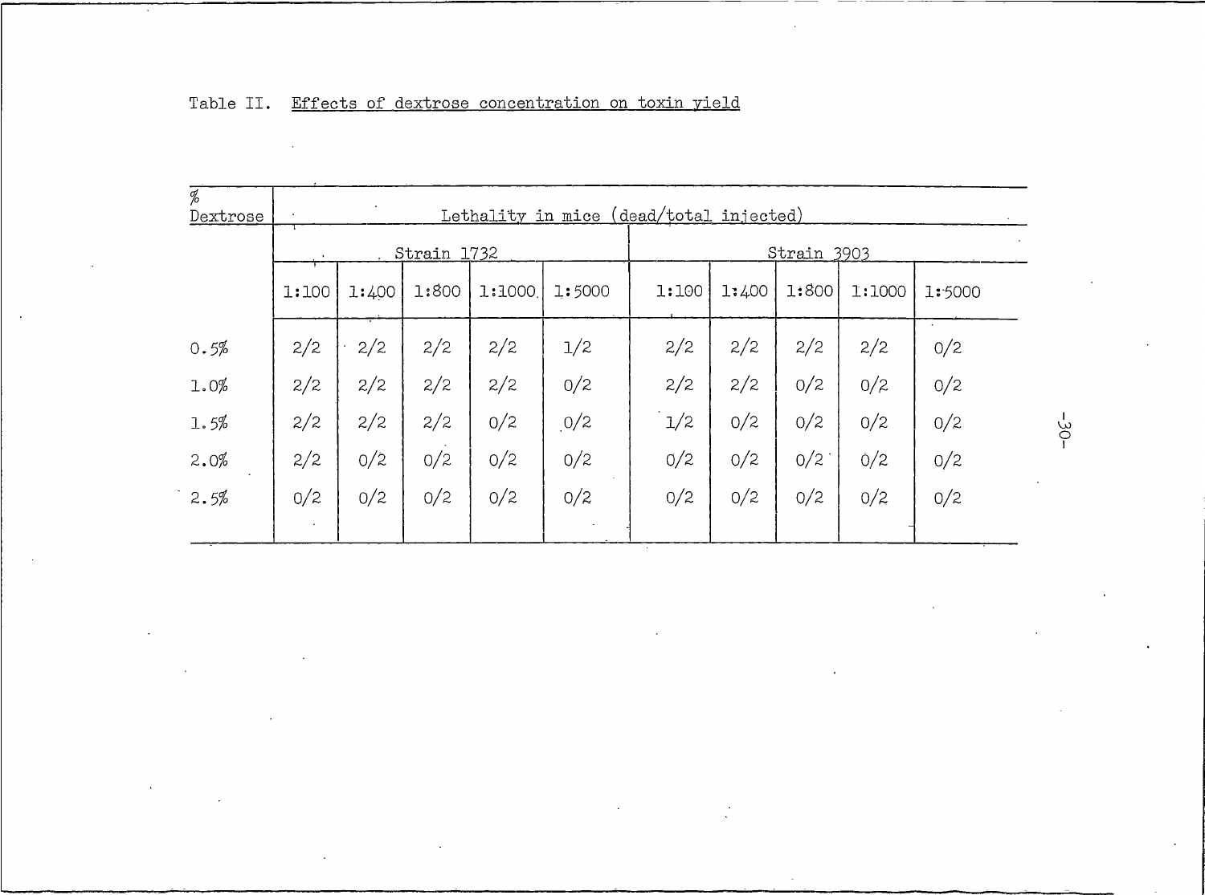Table II. Effects of dextrose concentration on toxin yield

| % Dextrose | Lethality in mice (dead/total injected) | | | | | | | | | |
|---|---|---|---|---|---|---|---|---|---|---|
| | Strain 1732 | | | | | Strain 3903 | | | | |
| | 1:100 | 1:400 | 1:800 | 1:1000 | 1:5000 | 1:100 | 1:400 | 1:800 | 1:1000 | 1:5000 |
| 0.5% | 2/2 | 2/2 | 2/2 | 2/2 | 1/2 | 2/2 | 2/2 | 2/2 | 2/2 | 0/2 |
| 1.0% | 2/2 | 2/2 | 2/2 | 2/2 | 0/2 | 2/2 | 2/2 | 0/2 | 0/2 | 0/2 |
| 1.5% | 2/2 | 2/2 | 2/2 | 0/2 | 0/2 | 1/2 | 0/2 | 0/2 | 0/2 | 0/2 |
| 2.0% | 2/2 | 0/2 | 0/2 | 0/2 | 0/2 | 0/2 | 0/2 | 0/2 | 0/2 | 0/2 |
| 2.5% | 0/2 | 0/2 | 0/2 | 0/2 | 0/2 | 0/2 | 0/2 | 0/2 | 0/2 | 0/2 |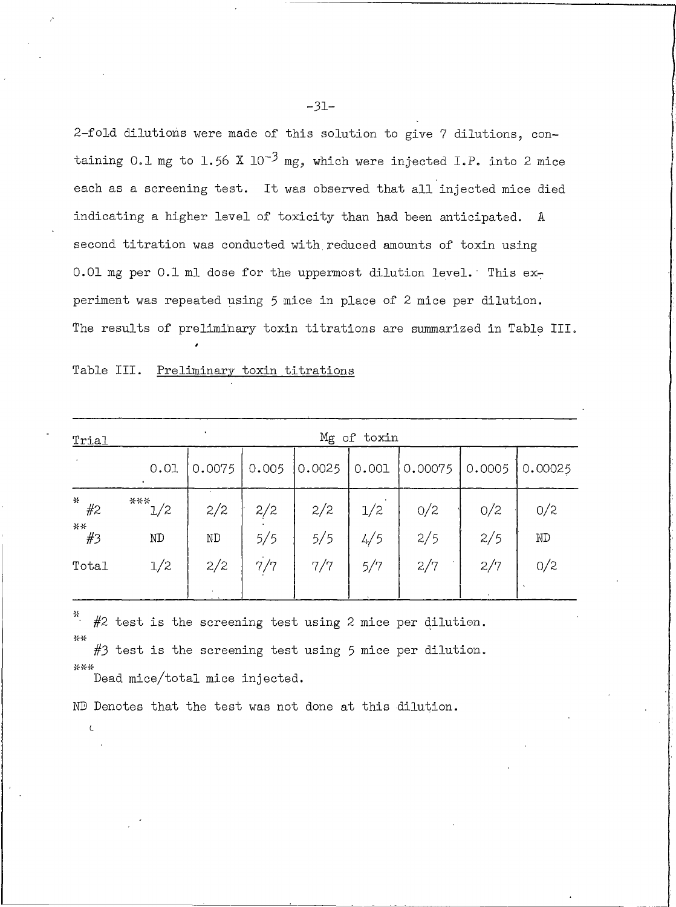2-fold dilutions were made of this solution to give 7 dilutions, containing 0.1 mg to $1.56 \times 10^{-3}$ mg, which were injected I.P. into 2 mice each as a screening test. It was observed that all injected mice died indicating a higher level of toxicity than had been anticipated. A second titration was conducted with reduced amounts of toxin using 0.01 mg per 0.1 ml dose for the uppermost dilution level. This experiment was repeated using 5 mice in place of 2 mice per dilution. The results of preliminary toxin titrations are summarized in Table III.

Table III. Preliminary toxin titrations

| Trial | Mg of toxin | | | | | | | |
|---|---|---|---|---|---|---|---|---|
| | 0.01 | 0.0075 | 0.005 | 0.0025 | 0.001 | 0.00075 | 0.0005 | 0.00025 |
| * #2 | *** 1/2 | 2/2 | 2/2 | 2/2 | 1/2 | 0/2 | 0/2 | 0/2 |
| ** #3 | ND | ND | 5/5 | 5/5 | 4/5 | 2/5 | 2/5 | ND |
| Total | 1/2 | 2/2 | 7/7 | 7/7 | 5/7 | 2/7 | 2/7 | 0/2 |

\* #2 test is the screening test using 2 mice per dilution.

\*\* #3 test is the screening test using 5 mice per dilution.

\*\*\* Dead mice/total mice injected.

ND Denotes that the test was not done at this dilution.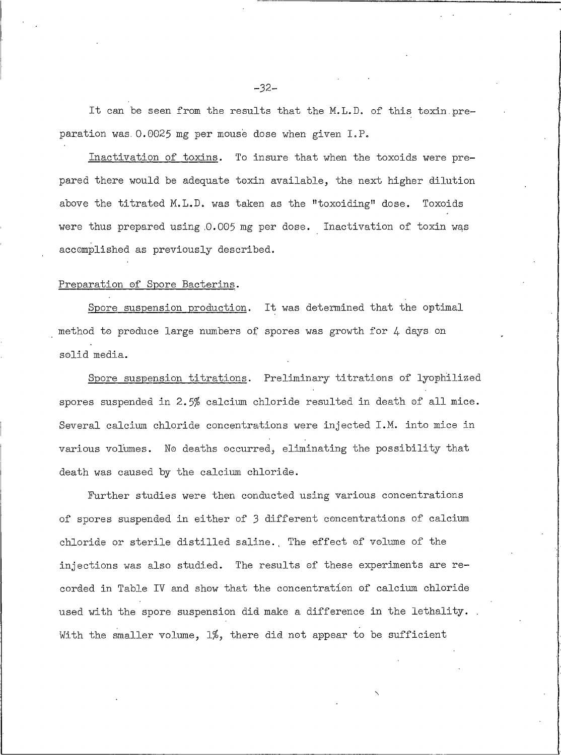It can be seen from the results that the M.L.D. of this toxin preparation was 0.0025 mg per mouse dose when given I.P.

Inactivation of toxins. To insure that when the toxoids were prepared there would be adequate toxin available, the next higher dilution above the titrated M.L.D. was taken as the "toxoiding" dose. Toxoids were thus prepared using 0.005 mg per dose. Inactivation of toxin was accomplished as previously described.

Preparation of Spore Bacterins.

Spore suspension production. It was determined that the optimal method to produce large numbers of spores was growth for 4 days on solid media.

Spore suspension titrations. Preliminary titrations of lyophilized spores suspended in 2.5% calcium chloride resulted in death of all mice. Several calcium chloride concentrations were injected I.M. into mice in various volumes. No deaths occurred, eliminating the possibility that death was caused by the calcium chloride.

Further studies were then conducted using various concentrations of spores suspended in either of 3 different concentrations of calcium chloride or sterile distilled saline. The effect of volume of the injections was also studied. The results of these experiments are recorded in Table IV and show that the concentration of calcium chloride used with the spore suspension did make a difference in the lethality. With the smaller volume, 1%, there did not appear to be sufficient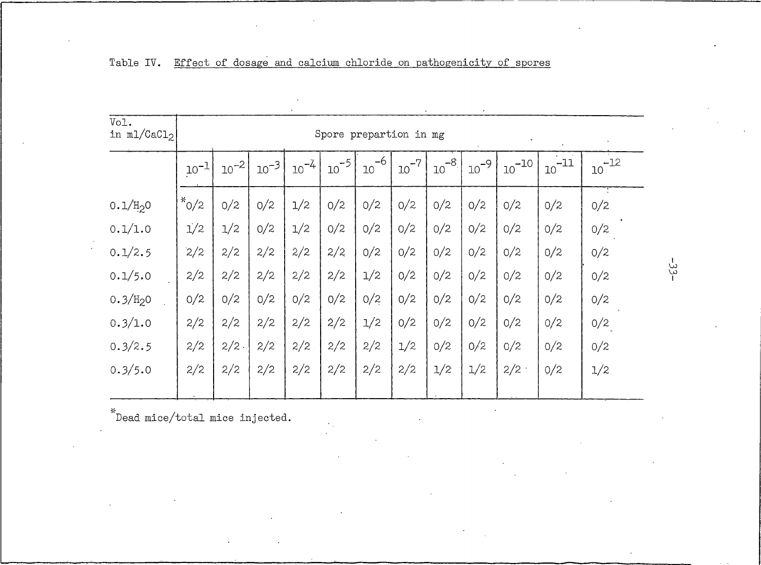Table IV. Effect of dosage and calcium chloride on pathogenicity of spores

| Vol. in ml/$CaCl_2$ | Spore prepartion in mg | | | | | | | | | | | |
|---|---|---|---|---|---|---|---|---|---|---|---|---|
| | $10^{-1}$ | $10^{-2}$ | $10^{-3}$ | $10^{-4}$ | $10^{-5}$ | $10^{-6}$ | $10^{-7}$ | $10^{-8}$ | $10^{-9}$ | $10^{-10}$ | $10^{-11}$ | $10^{-12}$ |
| 0.1/$H_2O$ | *0/2 | 0/2 | 0/2 | 1/2 | 0/2 | 0/2 | 0/2 | 0/2 | 0/2 | 0/2 | 0/2 | 0/2 |
| 0.1/1.0 | 1/2 | 1/2 | 0/2 | 1/2 | 0/2 | 0/2 | 0/2 | 0/2 | 0/2 | 0/2 | 0/2 | 0/2 |
| 0.1/2.5 | 2/2 | 2/2 | 2/2 | 2/2 | 2/2 | 0/2 | 0/2 | 0/2 | 0/2 | 0/2 | 0/2 | 0/2 |
| 0.1/5.0 | 2/2 | 2/2 | 2/2 | 2/2 | 2/2 | 1/2 | 0/2 | 0/2 | 0/2 | 0/2 | 0/2 | 0/2 |
| 0.3/$H_2O$ | 0/2 | 0/2 | 0/2 | 0/2 | 0/2 | 0/2 | 0/2 | 0/2 | 0/2 | 0/2 | 0/2 | 0/2 |
| 0.3/1.0 | 2/2 | 2/2 | 2/2 | 2/2 | 2/2 | 1/2 | 0/2 | 0/2 | 0/2 | 0/2 | 0/2 | 0/2 |
| 0.3/2.5 | 2/2 | 2/2 | 2/2 | 2/2 | 2/2 | 2/2 | 1/2 | 0/2 | 0/2 | 0/2 | 0/2 | 0/2 |
| 0.3/5.0 | 2/2 | 2/2 | 2/2 | 2/2 | 2/2 | 2/2 | 2/2 | 1/2 | 1/2 | 2/2 | 0/2 | 1/2 |

*Dead mice/total mice injected.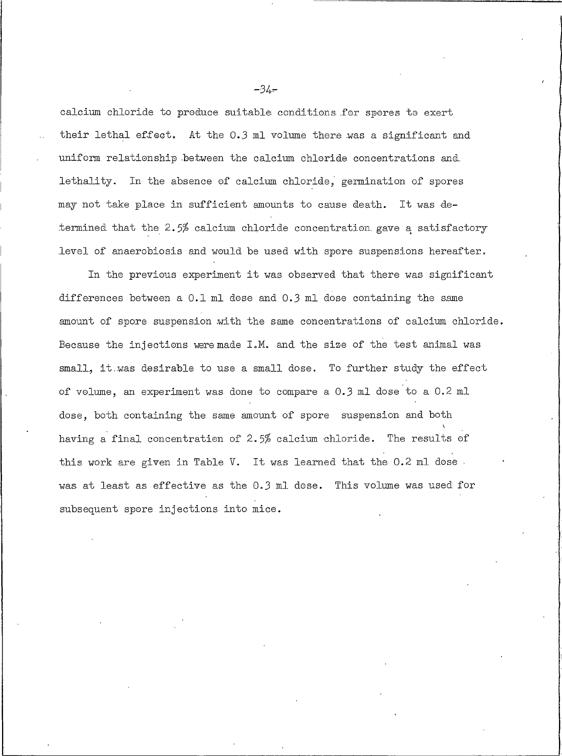calcium chloride to produce suitable conditions for spores to exert their lethal effect. At the 0.3 ml volume there was a significant and uniform relationship between the calcium chloride concentrations and lethality. In the absence of calcium chloride, germination of spores may not take place in sufficient amounts to cause death. It was determined that the 2.5% calcium chloride concentration gave a satisfactory level of anaerobiosis and would be used with spore suspensions hereafter.

In the previous experiment it was observed that there was significant differences between a 0.1 ml dose and 0.3 ml dose containing the same amount of spore suspension with the same concentrations of calcium chloride. Because the injections were made I.M. and the size of the test animal was small, it was desirable to use a small dose. To further study the effect of volume, an experiment was done to compare a 0.3 ml dose to a 0.2 ml dose, both containing the same amount of spore suspension and both having a final concentration of 2.5% calcium chloride. The results of this work are given in Table V. It was learned that the 0.2 ml dose was at least as effective as the 0.3 ml dose. This volume was used for subsequent spore injections into mice.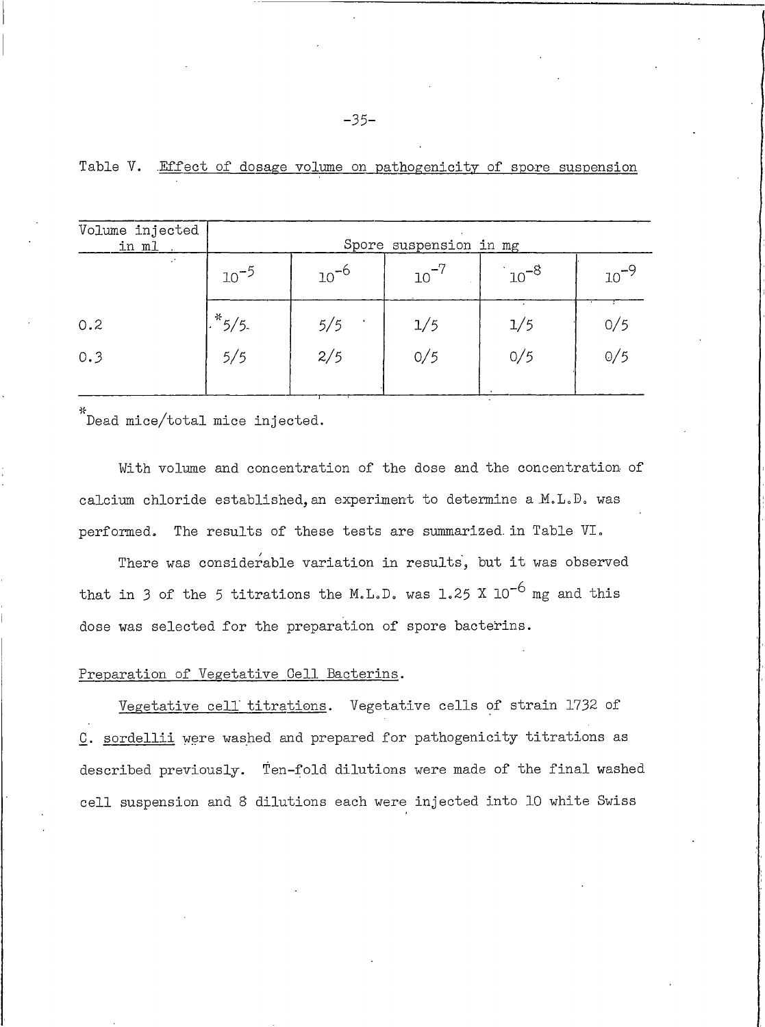Table V. Effect of dosage volume on pathogenicity of spore suspension

| Volume injected in ml | Spore suspension in mg | | | | |
|---|---|---|---|---|---|
| | $10^{-5}$ | $10^{-6}$ | $10^{-7}$ | $10^{-8}$ | $10^{-9}$ |
| 0.2 | *5/5 | 5/5 | 1/5 | 1/5 | 0/5 |
| 0.3 | 5/5 | 2/5 | 0/5 | 0/5 | 0/5 |

*Dead mice/total mice injected.

With volume and concentration of the dose and the concentration of calcium chloride established, an experiment to determine a M.L.D. was performed. The results of these tests are summarized in Table VI.

There was considerable variation in results, but it was observed that in 3 of the 5 titrations the M.L.D. was $1.25 \times 10^{-6}$ mg and this dose was selected for the preparation of spore bacterins.

Preparation of Vegetative Cell Bacterins.

Vegetative cell titrations. Vegetative cells of strain 1732 of *C. sordellii* were washed and prepared for pathogenicity titrations as described previously. Ten-fold dilutions were made of the final washed cell suspension and 8 dilutions each were injected into 10 white Swiss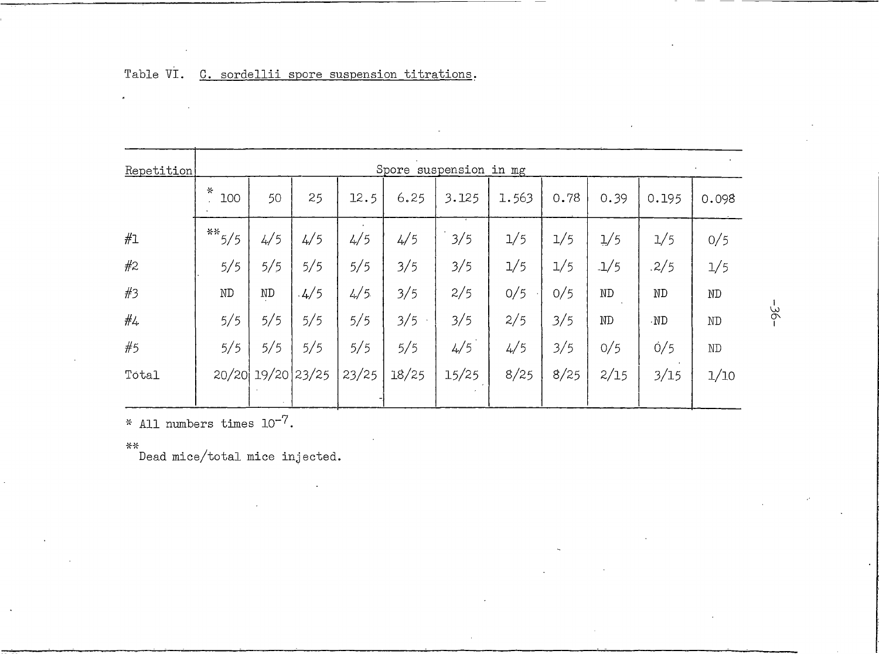Table VI. C. sordellii spore suspension titrations.

| Repetition | Spore suspension in mg | | | | | | | | | | |
|---|---|---|---|---|---|---|---|---|---|---|---|
| | * 100 | 50 | 25 | 12.5 | 6.25 | 3.125 | 1.563 | 0.78 | 0.39 | 0.195 | 0.098 |
| #1 | ** 5/5 | 4/5 | 4/5 | 4/5 | 4/5 | 3/5 | 1/5 | 1/5 | 1/5 | 1/5 | 0/5 |
| #2 | 5/5 | 5/5 | 5/5 | 5/5 | 3/5 | 3/5 | 1/5 | 1/5 | 1/5 | 2/5 | 1/5 |
| #3 | ND | ND | 4/5 | 4/5 | 3/5 | 2/5 | 0/5 | 0/5 | ND | ND | ND |
| #4 | 5/5 | 5/5 | 5/5 | 5/5 | 3/5 | 3/5 | 2/5 | 3/5 | ND | ND | ND |
| #5 | 5/5 | 5/5 | 5/5 | 5/5 | 5/5 | 4/5 | 4/5 | 3/5 | 0/5 | 0/5 | ND |
| Total | 20/20 | 19/20 | 23/25 | 23/25 | 18/25 | 15/25 | 8/25 | 8/25 | 2/15 | 3/15 | 1/10 |

\* All numbers times $10^{-7}$.

\*\* Dead mice/total mice injected.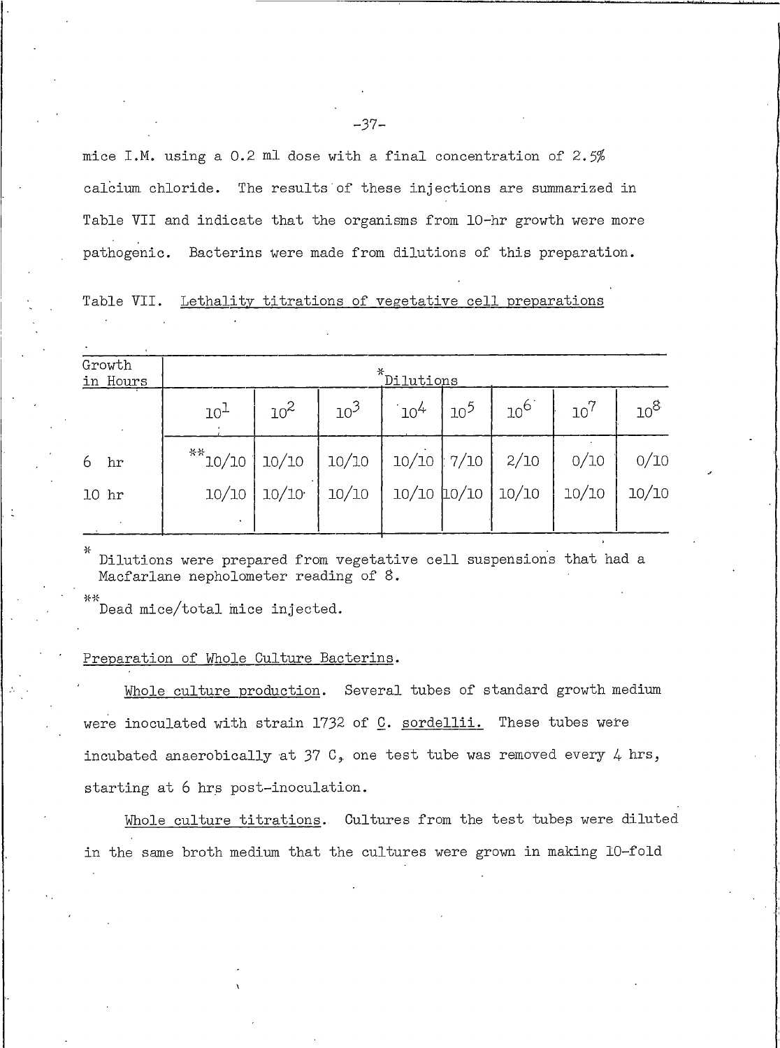mice I.M. using a 0.2 ml dose with a final concentration of 2.5% calcium chloride. The results of these injections are summarized in Table VII and indicate that the organisms from 10-hr growth were more pathogenic. Bacterins were made from dilutions of this preparation.

Table VII. Lethality titrations of vegetative cell preparations

| Growth in Hours | *Dilutions | | | | | | | |
|---|---|---|---|---|---|---|---|---|
| | $10^1$ | $10^2$ | $10^3$ | $10^4$ | $10^5$ | $10^6$ | $10^7$ | $10^8$ |
| 6 hr | **10/10 | 10/10 | 10/10 | 10/10 | 7/10 | 2/10 | 0/10 | 0/10 |
| 10 hr | 10/10 | 10/10 | 10/10 | 10/10 | 10/10 | 10/10 | 10/10 | 10/10 |

\* Dilutions were prepared from vegetative cell suspensions that had a Macfarlane nephelometer reading of 8.

** Dead mice/total mice injected.

Preparation of Whole Culture Bacterins.

Whole culture production. Several tubes of standard growth medium were inoculated with strain 1732 of *C. sordellii.* These tubes were incubated anaerobically at 37 C, one test tube was removed every 4 hrs, starting at 6 hrs post-inoculation.

Whole culture titrations. Cultures from the test tubes were diluted in the same broth medium that the cultures were grown in making 10-fold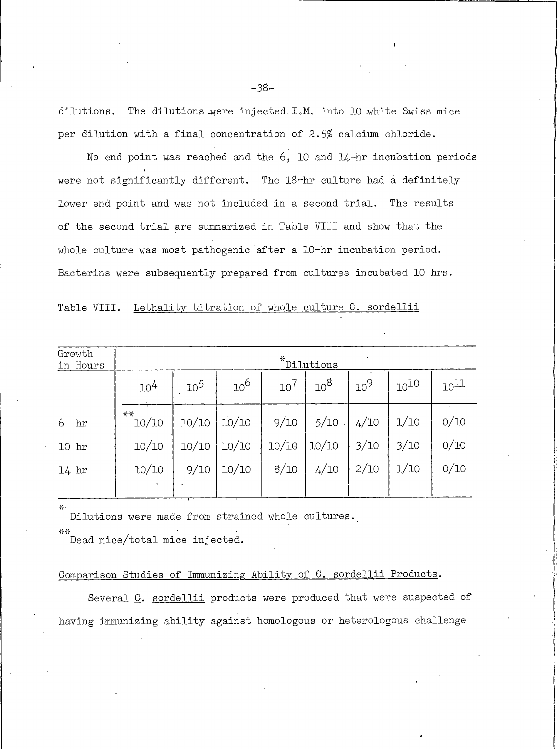dilutions. The dilutions were injected I.M. into 10 white Swiss mice per dilution with a final concentration of 2.5% calcium chloride.

No end point was reached and the 6, 10 and 14-hr incubation periods were not significantly different. The 18-hr culture had a definitely lower end point and was not included in a second trial. The results of the second trial are summarized in Table VIII and show that the whole culture was most pathogenic after a 10-hr incubation period. Bacterins were subsequently prepared from cultures incubated 10 hrs.

Table VIII. Lethality titration of whole culture C. sordellii

| Growth in Hours | *Dilutions | | | | | | | |
|---|---|---|---|---|---|---|---|---|
| | $10^4$ | $10^5$ | $10^6$ | $10^7$ | $10^8$ | $10^9$ | $10^{10}$ | $10^{11}$ |
| 6 hr | **10/10 | 10/10 | 10/10 | 9/10 | 5/10 | 4/10 | 1/10 | 0/10 |
| 10 hr | 10/10 | 10/10 | 10/10 | 10/10 | 10/10 | 3/10 | 3/10 | 0/10 |
| 14 hr | 10/10 | 9/10 | 10/10 | 8/10 | 4/10 | 2/10 | 1/10 | 0/10 |

\* Dilutions were made from strained whole cultures.

** Dead mice/total mice injected.

Comparison Studies of Immunizing Ability of C. sordellii Products.

Several C. sordellii products were produced that were suspected of having immunizing ability against homologous or heterologous challenge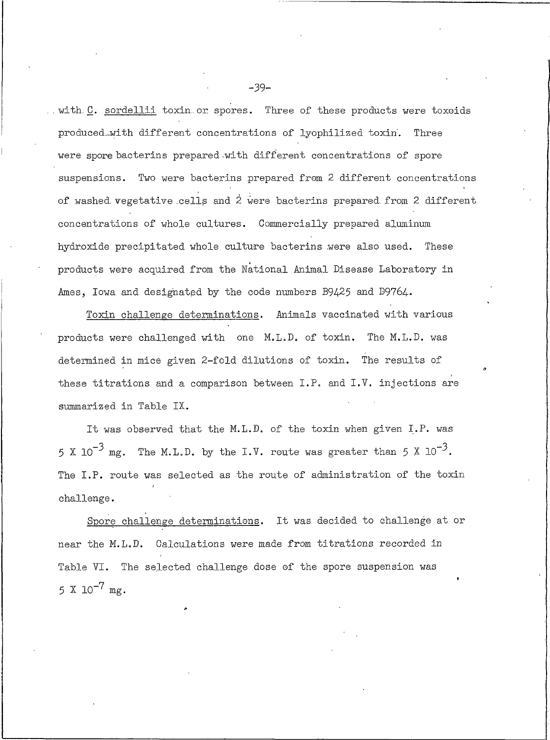with _C. sordellii_ toxin or spores. Three of these products were toxoids produced with different concentrations of lyophilized toxin. Three were spore bacterins prepared with different concentrations of spore suspensions. Two were bacterins prepared from 2 different concentrations of washed vegetative cells and 2 were bacterins prepared from 2 different concentrations of whole cultures. Commercially prepared aluminum hydroxide precipitated whole culture bacterins were also used. These products were acquired from the National Animal Disease Laboratory in Ames, Iowa and designated by the code numbers B9425 and D9764.

_Toxin challenge determinations._ Animals vaccinated with various products were challenged with one M.L.D. of toxin. The M.L.D. was determined in mice given 2-fold dilutions of toxin. The results of these titrations and a comparison between I.P. and I.V. injections are summarized in Table IX.

It was observed that the M.L.D. of the toxin when given I.P. was $5 \times 10^{-3}$ mg. The M.L.D. by the I.V. route was greater than $5 \times 10^{-3}$. The I.P. route was selected as the route of administration of the toxin challenge.

_Spore challenge determinations._ It was decided to challenge at or near the M.L.D. Calculations were made from titrations recorded in Table VI. The selected challenge dose of the spore suspension was $5 \times 10^{-7}$ mg.